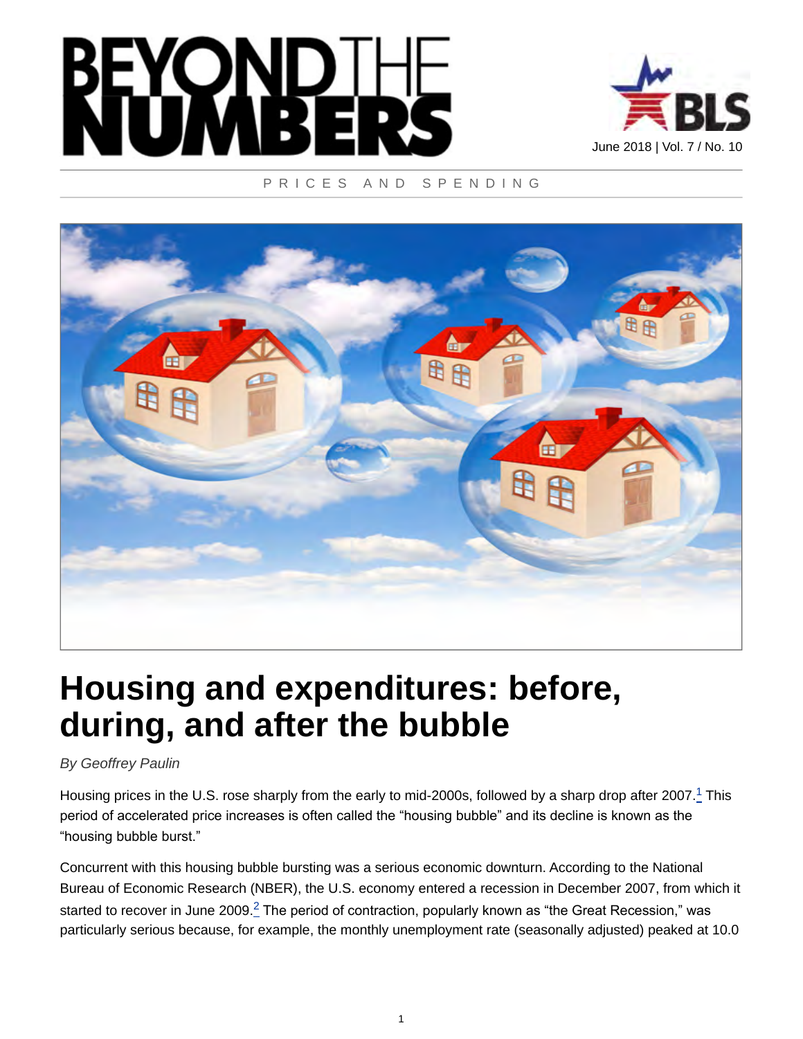# BEYOND THE NUMBERS

June 2018 | Vol. 7 / No. 10

PRICES AND SPENDING

# Housing and expenditures: before, during, and after the bubble

*By Geoffrey Paulin*

Housing prices in the U.S. rose sharply from the early to mid-2000s, followed by a sharp drop after 2007.[1] This period of accelerated price increases is often called the "housing bubble" and its decline is known as the "housing bubble burst."

Concurrent with this housing bubble bursting was a serious economic downturn. According to the National Bureau of Economic Research (NBER), the U.S. economy entered a recession in December 2007, from which it started to recover in June 2009.[2] The period of contraction, popularly known as "the Great Recession," was particularly serious because, for example, the monthly unemployment rate (seasonally adjusted) peaked at 10.0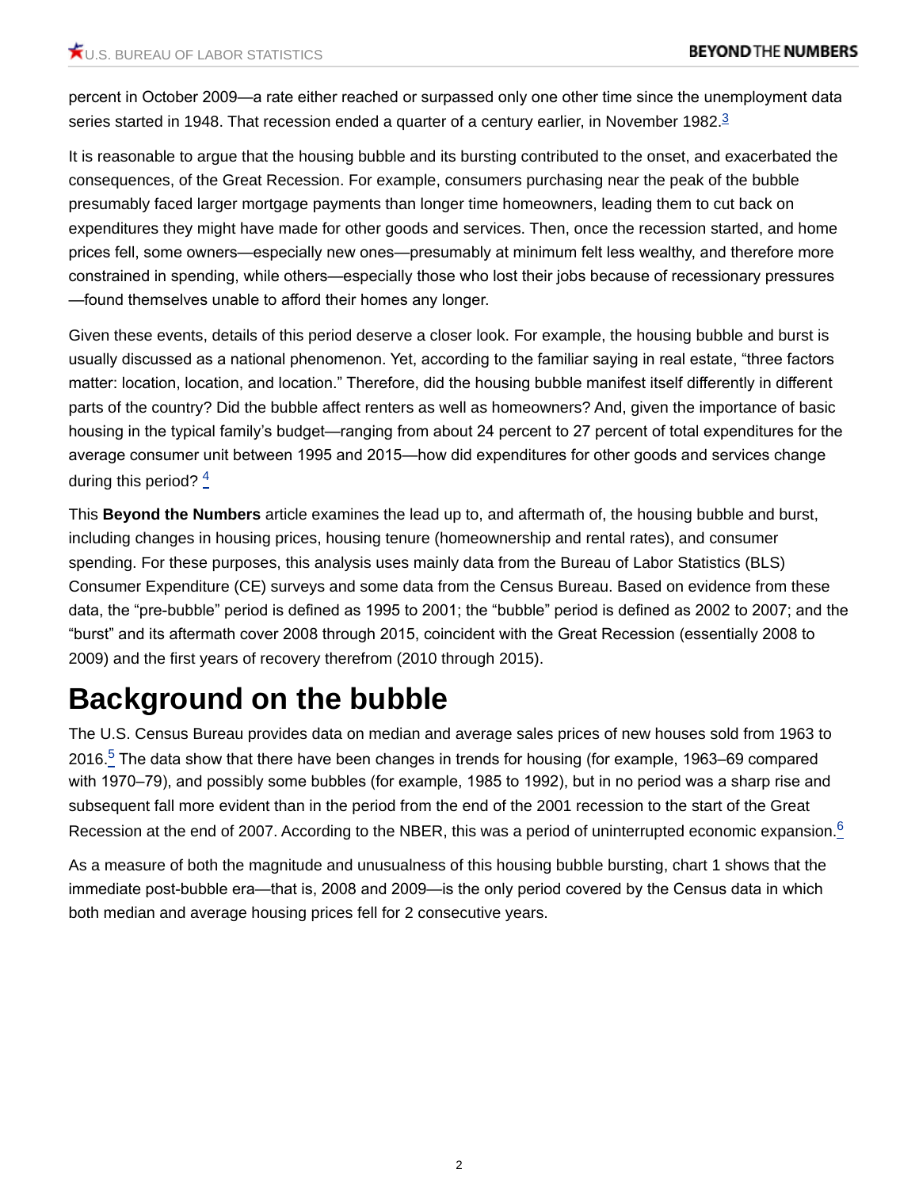percent in October 2009—a rate either reached or surpassed only one other time since the unemployment data series started in 1948. That recession ended a quarter of a century earlier, in November 1982.[3]

It is reasonable to argue that the housing bubble and its bursting contributed to the onset, and exacerbated the consequences, of the Great Recession. For example, consumers purchasing near the peak of the bubble presumably faced larger mortgage payments than longer time homeowners, leading them to cut back on expenditures they might have made for other goods and services. Then, once the recession started, and home prices fell, some owners—especially new ones—presumably at minimum felt less wealthy, and therefore more constrained in spending, while others—especially those who lost their jobs because of recessionary pressures—found themselves unable to afford their homes any longer.

Given these events, details of this period deserve a closer look. For example, the housing bubble and burst is usually discussed as a national phenomenon. Yet, according to the familiar saying in real estate, "three factors matter: location, location, and location." Therefore, did the housing bubble manifest itself differently in different parts of the country? Did the bubble affect renters as well as homeowners? And, given the importance of basic housing in the typical family's budget—ranging from about 24 percent to 27 percent of total expenditures for the average consumer unit between 1995 and 2015—how did expenditures for other goods and services change during this period? [4]

This **Beyond the Numbers** article examines the lead up to, and aftermath of, the housing bubble and burst, including changes in housing prices, housing tenure (homeownership and rental rates), and consumer spending. For these purposes, this analysis uses mainly data from the Bureau of Labor Statistics (BLS) Consumer Expenditure (CE) surveys and some data from the Census Bureau. Based on evidence from these data, the "pre-bubble" period is defined as 1995 to 2001; the "bubble" period is defined as 2002 to 2007; and the "burst" and its aftermath cover 2008 through 2015, coincident with the Great Recession (essentially 2008 to 2009) and the first years of recovery therefrom (2010 through 2015).

# Background on the bubble

The U.S. Census Bureau provides data on median and average sales prices of new houses sold from 1963 to 2016.[5] The data show that there have been changes in trends for housing (for example, 1963–69 compared with 1970–79), and possibly some bubbles (for example, 1985 to 1992), but in no period was a sharp rise and subsequent fall more evident than in the period from the end of the 2001 recession to the start of the Great Recession at the end of 2007. According to the NBER, this was a period of uninterrupted economic expansion.[6]

As a measure of both the magnitude and unusualness of this housing bubble bursting, chart 1 shows that the immediate post-bubble era—that is, 2008 and 2009—is the only period covered by the Census data in which both median and average housing prices fell for 2 consecutive years.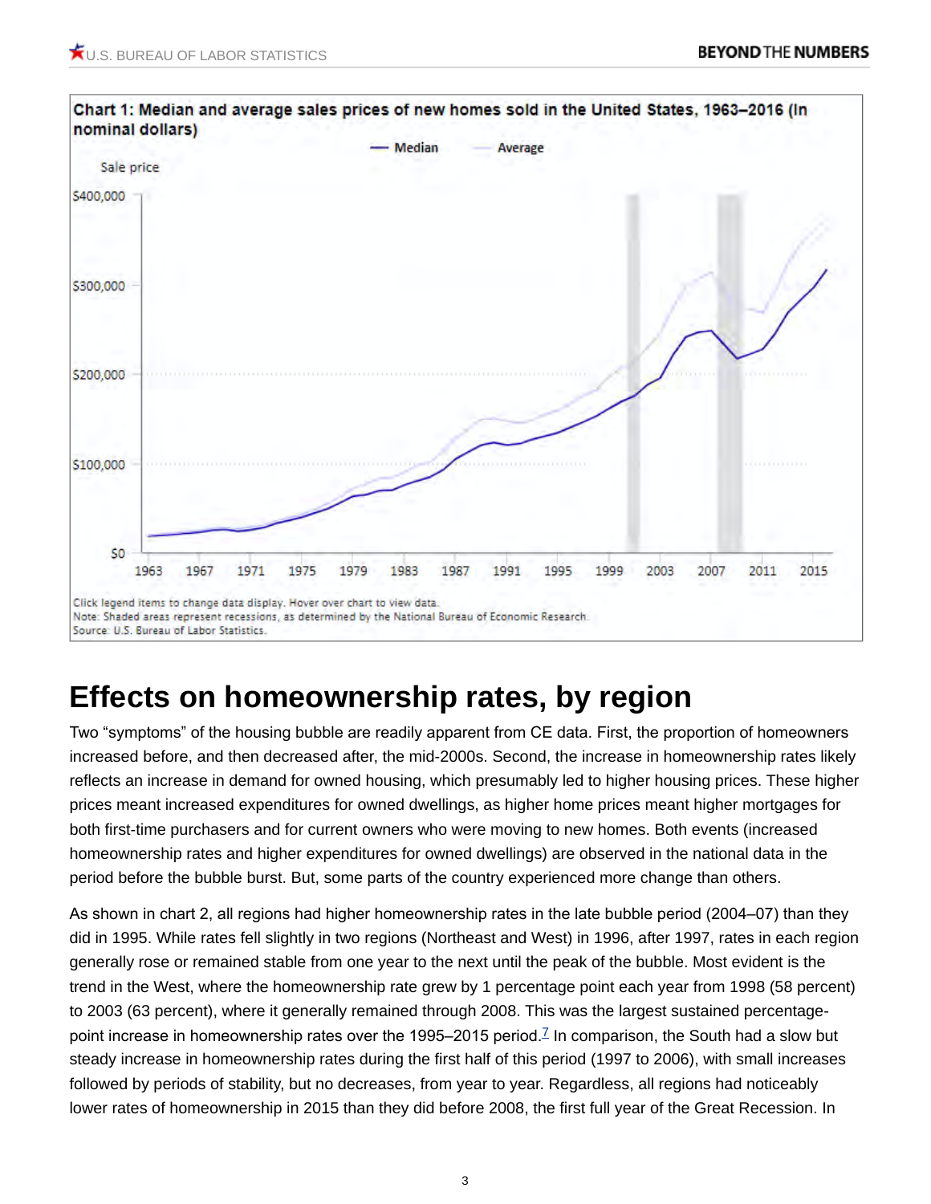**Chart 1: Median and average sales prices of new homes sold in the United States, 1963–2016 (In nominal dollars)**

Click legend items to change data display. Hover over chart to view data.
Note: Shaded areas represent recessions, as determined by the National Bureau of Economic Research.
Source: U.S. Bureau of Labor Statistics.

## Effects on homeownership rates, by region

Two "symptoms" of the housing bubble are readily apparent from CE data. First, the proportion of homeowners increased before, and then decreased after, the mid-2000s. Second, the increase in homeownership rates likely reflects an increase in demand for owned housing, which presumably led to higher housing prices. These higher prices meant increased expenditures for owned dwellings, as higher home prices meant higher mortgages for both first-time purchasers and for current owners who were moving to new homes. Both events (increased homeownership rates and higher expenditures for owned dwellings) are observed in the national data in the period before the bubble burst. But, some parts of the country experienced more change than others.

As shown in chart 2, all regions had higher homeownership rates in the late bubble period (2004–07) than they did in 1995. While rates fell slightly in two regions (Northeast and West) in 1996, after 1997, rates in each region generally rose or remained stable from one year to the next until the peak of the bubble. Most evident is the trend in the West, where the homeownership rate grew by 1 percentage point each year from 1998 (58 percent) to 2003 (63 percent), where it generally remained through 2008. This was the largest sustained percentage-point increase in homeownership rates over the 1995–2015 period.[7] In comparison, the South had a slow but steady increase in homeownership rates during the first half of this period (1997 to 2006), with small increases followed by periods of stability, but no decreases, from year to year. Regardless, all regions had noticeably lower rates of homeownership in 2015 than they did before 2008, the first full year of the Great Recession. In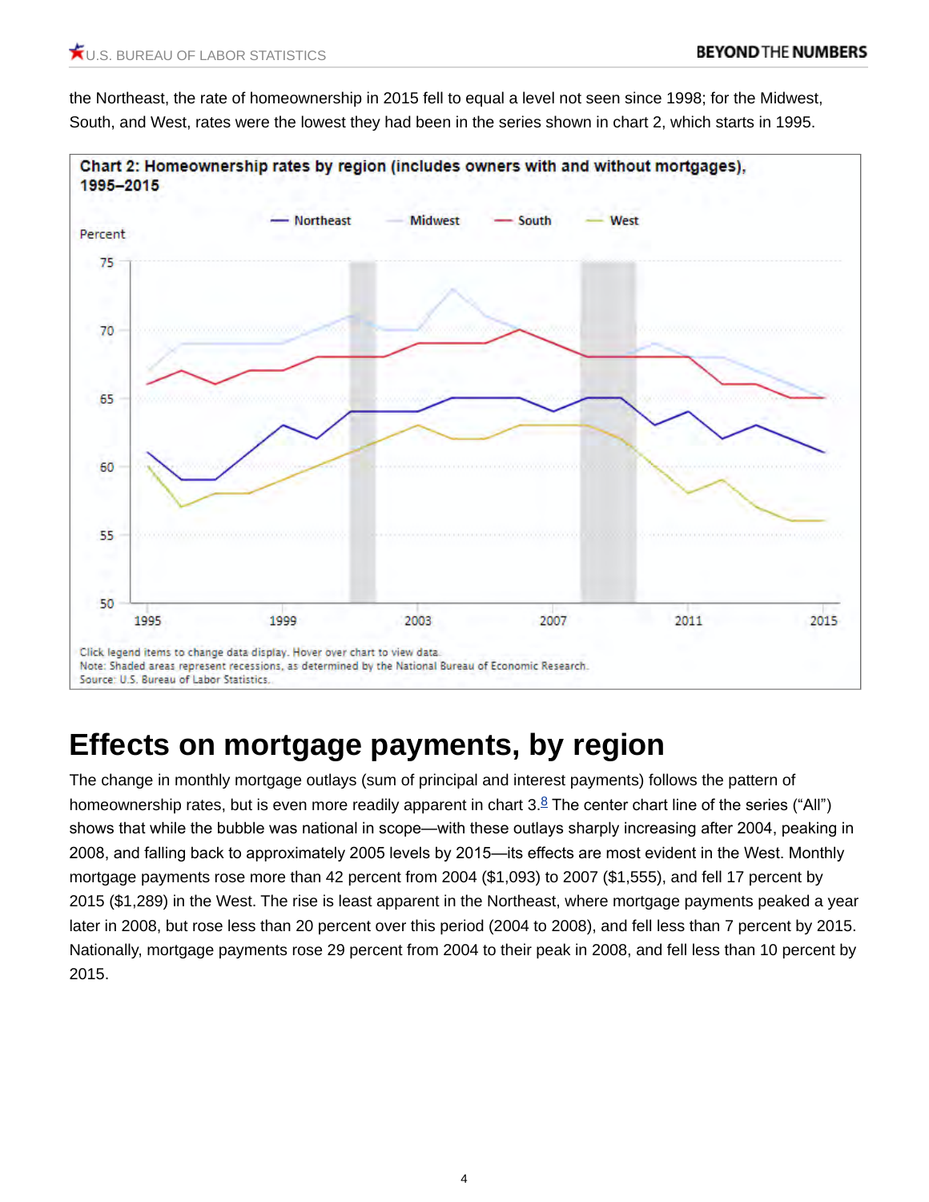the Northeast, the rate of homeownership in 2015 fell to equal a level not seen since 1998; for the Midwest, South, and West, rates were the lowest they had been in the series shown in chart 2, which starts in 1995.

**Chart 2: Homeownership rates by region (includes owners with and without mortgages), 1995–2015**

Click legend items to change data display. Hover over chart to view data.
Note: Shaded areas represent recessions, as determined by the National Bureau of Economic Research.
Source: U.S. Bureau of Labor Statistics.

# Effects on mortgage payments, by region

The change in monthly mortgage outlays (sum of principal and interest payments) follows the pattern of homeownership rates, but is even more readily apparent in chart 3.[8] The center chart line of the series ("All") shows that while the bubble was national in scope—with these outlays sharply increasing after 2004, peaking in 2008, and falling back to approximately 2005 levels by 2015—its effects are most evident in the West. Monthly mortgage payments rose more than 42 percent from 2004 ($1,093) to 2007 ($1,555), and fell 17 percent by 2015 ($1,289) in the West. The rise is least apparent in the Northeast, where mortgage payments peaked a year later in 2008, but rose less than 20 percent over this period (2004 to 2008), and fell less than 7 percent by 2015. Nationally, mortgage payments rose 29 percent from 2004 to their peak in 2008, and fell less than 10 percent by 2015.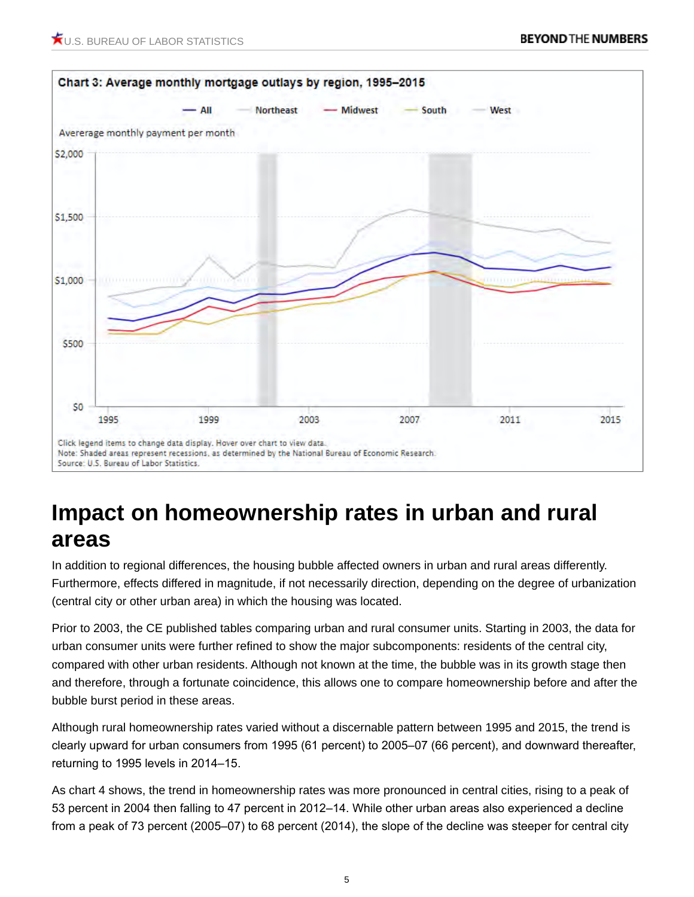**Chart 3: Average monthly mortgage outlays by region, 1995–2015**

Click legend items to change data display. Hover over chart to view data.
Note: Shaded areas represent recessions, as determined by the National Bureau of Economic Research.
Source: U.S. Bureau of Labor Statistics.

## Impact on homeownership rates in urban and rural areas

In addition to regional differences, the housing bubble affected owners in urban and rural areas differently. Furthermore, effects differed in magnitude, if not necessarily direction, depending on the degree of urbanization (central city or other urban area) in which the housing was located.

Prior to 2003, the CE published tables comparing urban and rural consumer units. Starting in 2003, the data for urban consumer units were further refined to show the major subcomponents: residents of the central city, compared with other urban residents. Although not known at the time, the bubble was in its growth stage then and therefore, through a fortunate coincidence, this allows one to compare homeownership before and after the bubble burst period in these areas.

Although rural homeownership rates varied without a discernable pattern between 1995 and 2015, the trend is clearly upward for urban consumers from 1995 (61 percent) to 2005–07 (66 percent), and downward thereafter, returning to 1995 levels in 2014–15.

As chart 4 shows, the trend in homeownership rates was more pronounced in central cities, rising to a peak of 53 percent in 2004 then falling to 47 percent in 2012–14. While other urban areas also experienced a decline from a peak of 73 percent (2005–07) to 68 percent (2014), the slope of the decline was steeper for central city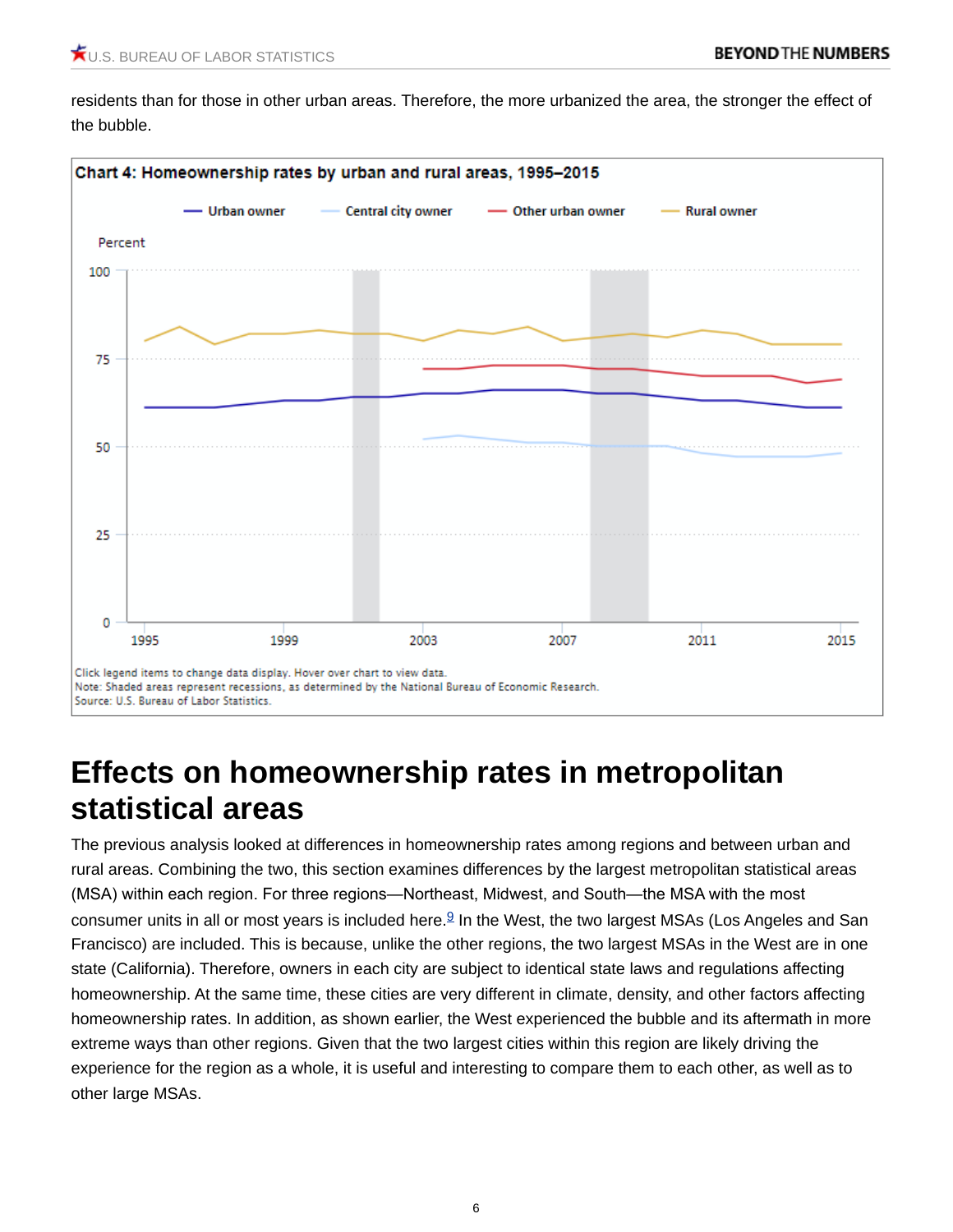residents than for those in other urban areas. Therefore, the more urbanized the area, the stronger the effect of the bubble.

**Chart 4: Homeownership rates by urban and rural areas, 1995–2015**

Urban owner | Central city owner | Other urban owner | Rural owner

Click legend items to change data display. Hover over chart to view data.
Note: Shaded areas represent recessions, as determined by the National Bureau of Economic Research.
Source: U.S. Bureau of Labor Statistics.

## Effects on homeownership rates in metropolitan statistical areas

The previous analysis looked at differences in homeownership rates among regions and between urban and rural areas. Combining the two, this section examines differences by the largest metropolitan statistical areas (MSA) within each region. For three regions—Northeast, Midwest, and South—the MSA with the most consumer units in all or most years is included here.[9] In the West, the two largest MSAs (Los Angeles and San Francisco) are included. This is because, unlike the other regions, the two largest MSAs in the West are in one state (California). Therefore, owners in each city are subject to identical state laws and regulations affecting homeownership. At the same time, these cities are very different in climate, density, and other factors affecting homeownership rates. In addition, as shown earlier, the West experienced the bubble and its aftermath in more extreme ways than other regions. Given that the two largest cities within this region are likely driving the experience for the region as a whole, it is useful and interesting to compare them to each other, as well as to other large MSAs.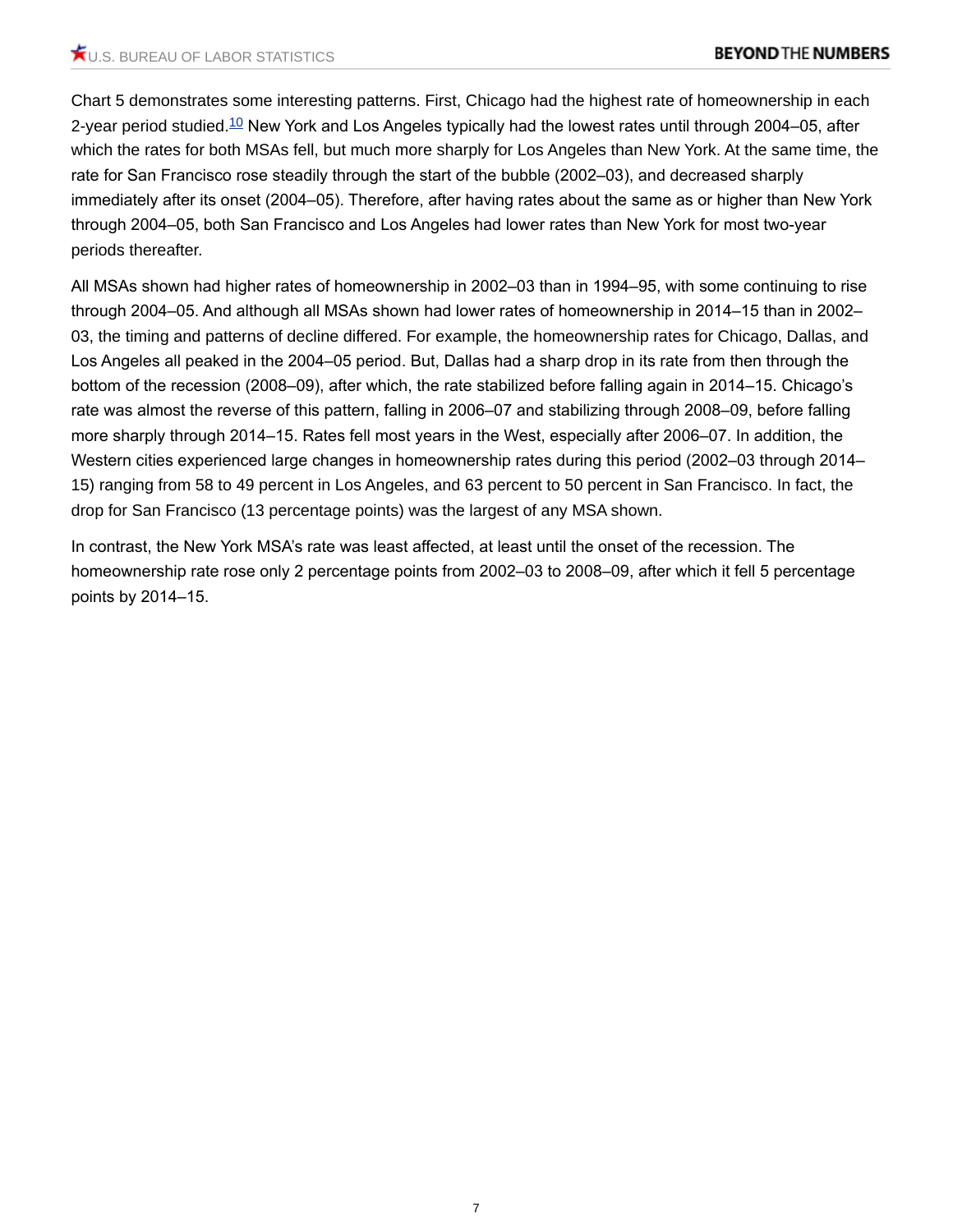Chart 5 demonstrates some interesting patterns. First, Chicago had the highest rate of homeownership in each 2-year period studied.[10] New York and Los Angeles typically had the lowest rates until through 2004–05, after which the rates for both MSAs fell, but much more sharply for Los Angeles than New York. At the same time, the rate for San Francisco rose steadily through the start of the bubble (2002–03), and decreased sharply immediately after its onset (2004–05). Therefore, after having rates about the same as or higher than New York through 2004–05, both San Francisco and Los Angeles had lower rates than New York for most two-year periods thereafter.

All MSAs shown had higher rates of homeownership in 2002–03 than in 1994–95, with some continuing to rise through 2004–05. And although all MSAs shown had lower rates of homeownership in 2014–15 than in 2002–03, the timing and patterns of decline differed. For example, the homeownership rates for Chicago, Dallas, and Los Angeles all peaked in the 2004–05 period. But, Dallas had a sharp drop in its rate from then through the bottom of the recession (2008–09), after which, the rate stabilized before falling again in 2014–15. Chicago's rate was almost the reverse of this pattern, falling in 2006–07 and stabilizing through 2008–09, before falling more sharply through 2014–15. Rates fell most years in the West, especially after 2006–07. In addition, the Western cities experienced large changes in homeownership rates during this period (2002–03 through 2014–15) ranging from 58 to 49 percent in Los Angeles, and 63 percent to 50 percent in San Francisco. In fact, the drop for San Francisco (13 percentage points) was the largest of any MSA shown.

In contrast, the New York MSA's rate was least affected, at least until the onset of the recession. The homeownership rate rose only 2 percentage points from 2002–03 to 2008–09, after which it fell 5 percentage points by 2014–15.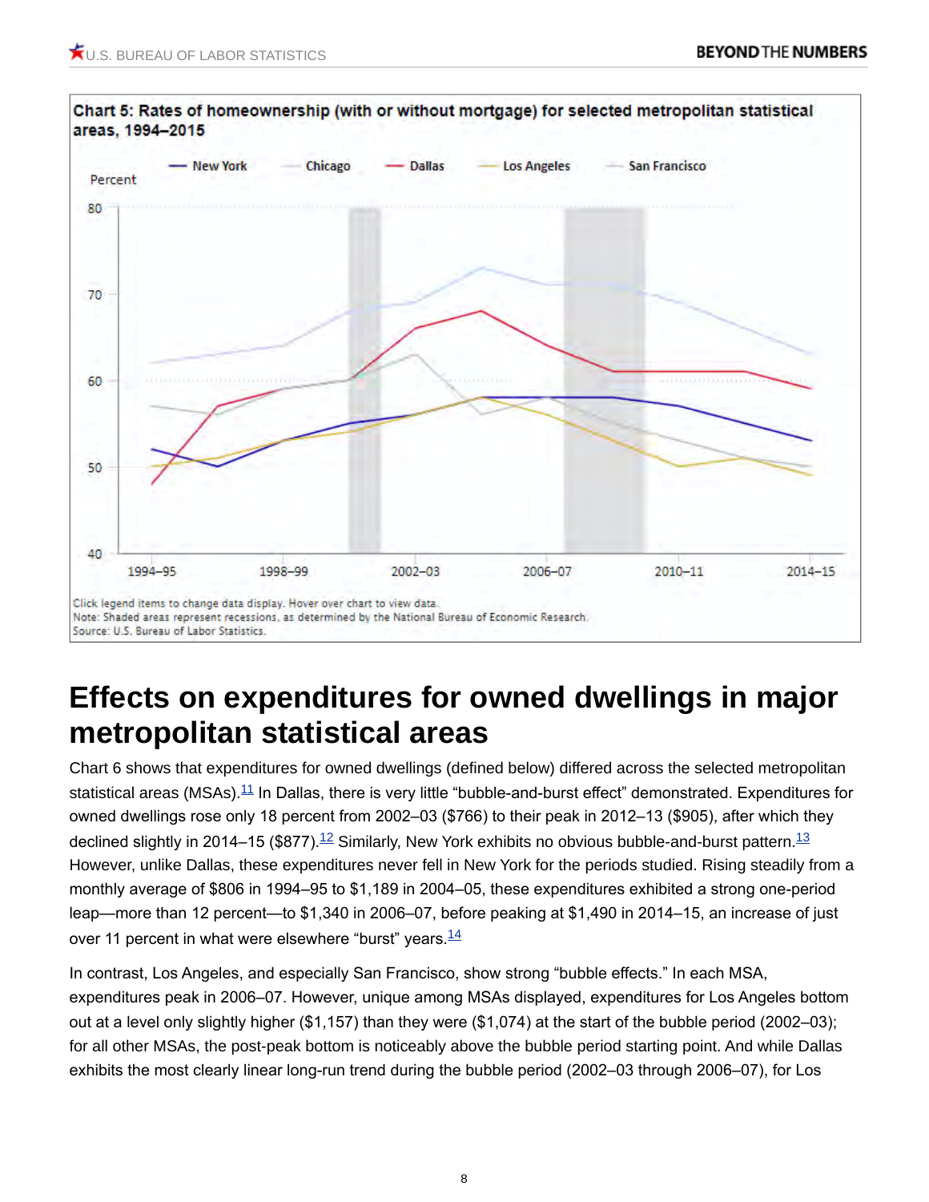**Chart 5: Rates of homeownership (with or without mortgage) for selected metropolitan statistical areas, 1994–2015**

Click legend items to change data display. Hover over chart to view data.
Note: Shaded areas represent recessions, as determined by the National Bureau of Economic Research.
Source: U.S. Bureau of Labor Statistics.

# Effects on expenditures for owned dwellings in major metropolitan statistical areas

Chart 6 shows that expenditures for owned dwellings (defined below) differed across the selected metropolitan statistical areas (MSAs).[11] In Dallas, there is very little "bubble-and-burst effect" demonstrated. Expenditures for owned dwellings rose only 18 percent from 2002–03 ($766) to their peak in 2012–13 ($905), after which they declined slightly in 2014–15 ($877).[12] Similarly, New York exhibits no obvious bubble-and-burst pattern.[13] However, unlike Dallas, these expenditures never fell in New York for the periods studied. Rising steadily from a monthly average of $806 in 1994–95 to $1,189 in 2004–05, these expenditures exhibited a strong one-period leap—more than 12 percent—to $1,340 in 2006–07, before peaking at $1,490 in 2014–15, an increase of just over 11 percent in what were elsewhere "burst" years.[14]

In contrast, Los Angeles, and especially San Francisco, show strong "bubble effects." In each MSA, expenditures peak in 2006–07. However, unique among MSAs displayed, expenditures for Los Angeles bottom out at a level only slightly higher ($1,157) than they were ($1,074) at the start of the bubble period (2002–03); for all other MSAs, the post-peak bottom is noticeably above the bubble period starting point. And while Dallas exhibits the most clearly linear long-run trend during the bubble period (2002–03 through 2006–07), for Los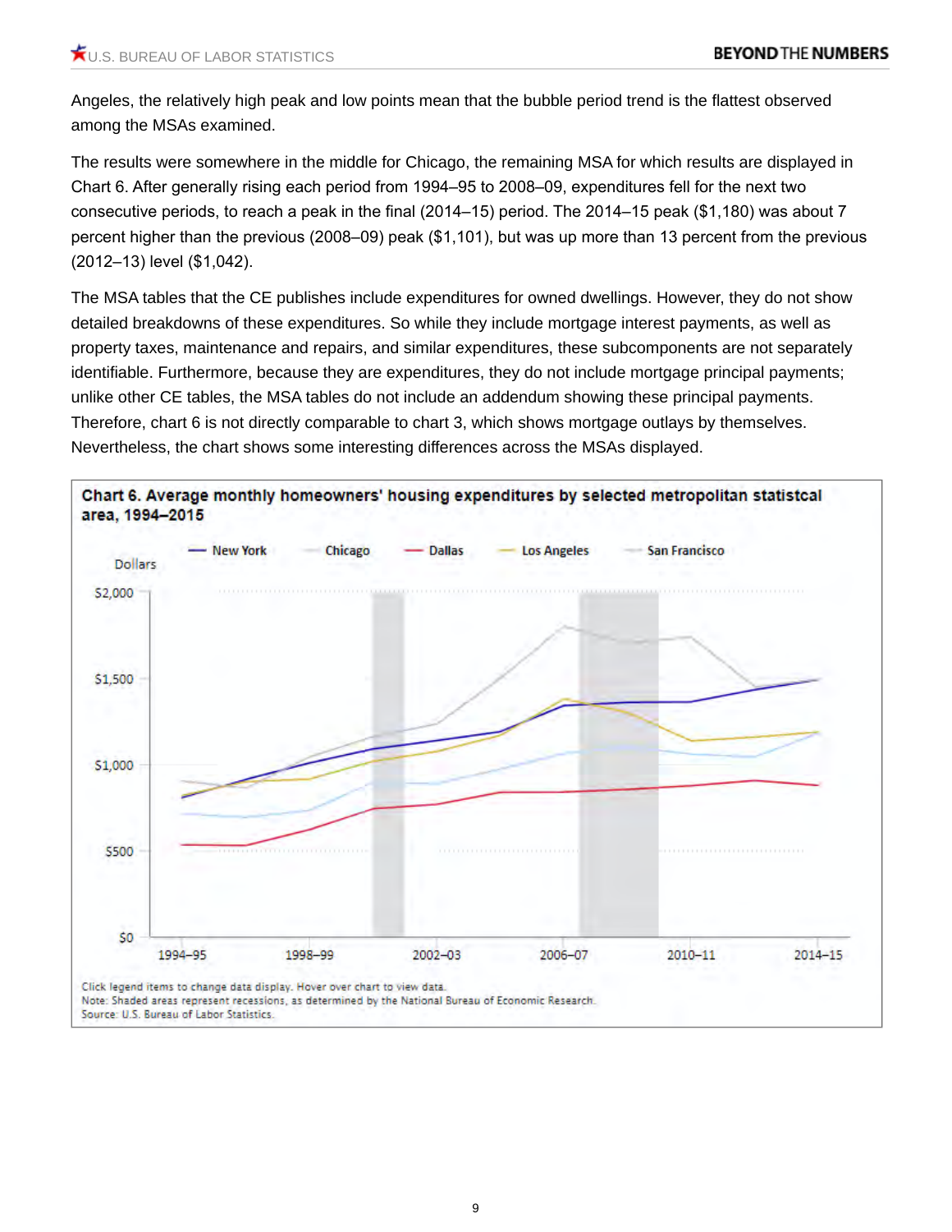Angeles, the relatively high peak and low points mean that the bubble period trend is the flattest observed among the MSAs examined.

The results were somewhere in the middle for Chicago, the remaining MSA for which results are displayed in Chart 6. After generally rising each period from 1994–95 to 2008–09, expenditures fell for the next two consecutive periods, to reach a peak in the final (2014–15) period. The 2014–15 peak ($1,180) was about 7 percent higher than the previous (2008–09) peak ($1,101), but was up more than 13 percent from the previous (2012–13) level ($1,042).

The MSA tables that the CE publishes include expenditures for owned dwellings. However, they do not show detailed breakdowns of these expenditures. So while they include mortgage interest payments, as well as property taxes, maintenance and repairs, and similar expenditures, these subcomponents are not separately identifiable. Furthermore, because they are expenditures, they do not include mortgage principal payments; unlike other CE tables, the MSA tables do not include an addendum showing these principal payments. Therefore, chart 6 is not directly comparable to chart 3, which shows mortgage outlays by themselves. Nevertheless, the chart shows some interesting differences across the MSAs displayed.

**Chart 6. Average monthly homeowners' housing expenditures by selected metropolitan statistcal area, 1994–2015**

Click legend items to change data display. Hover over chart to view data.
Note: Shaded areas represent recessions, as determined by the National Bureau of Economic Research.
Source: U.S. Bureau of Labor Statistics.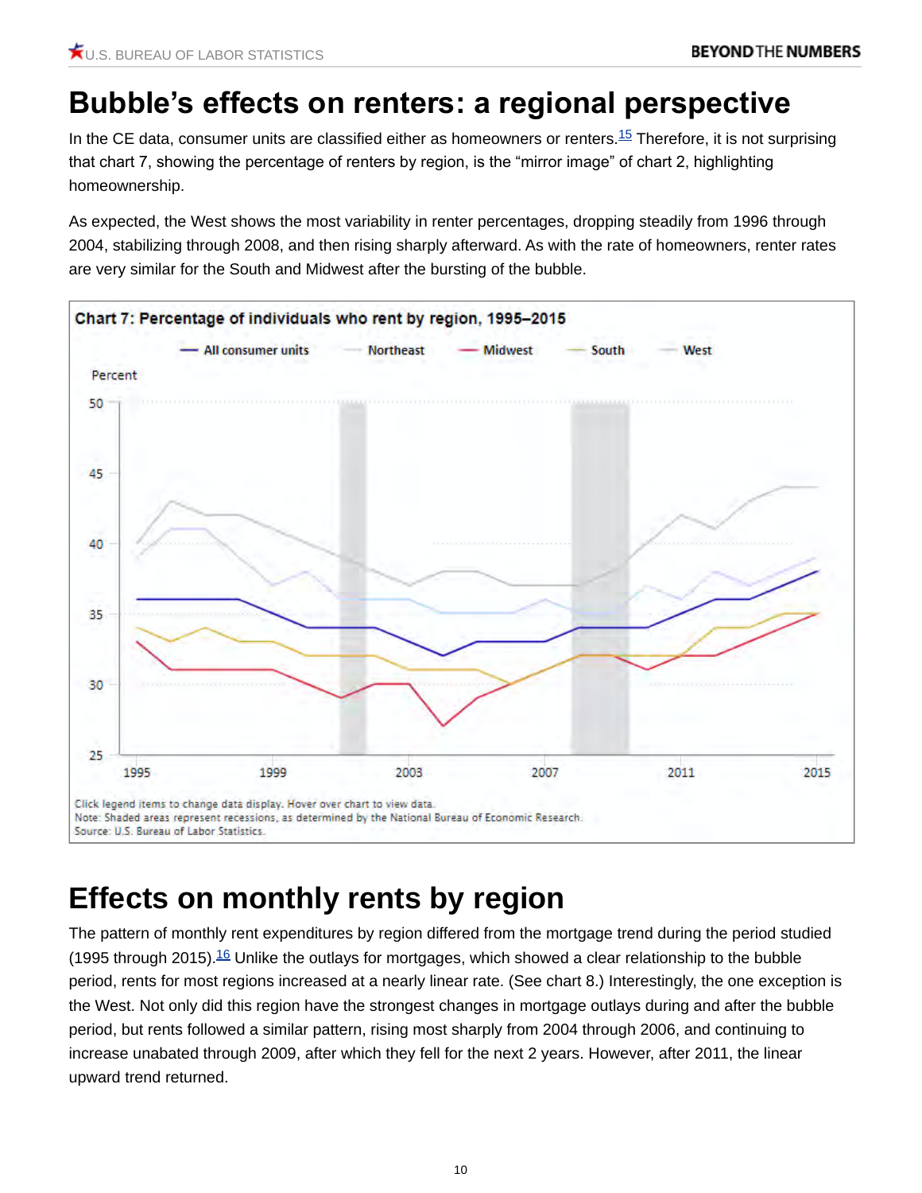# Bubble's effects on renters: a regional perspective

In the CE data, consumer units are classified either as homeowners or renters.[15] Therefore, it is not surprising that chart 7, showing the percentage of renters by region, is the "mirror image" of chart 2, highlighting homeownership.

As expected, the West shows the most variability in renter percentages, dropping steadily from 1996 through 2004, stabilizing through 2008, and then rising sharply afterward. As with the rate of homeowners, renter rates are very similar for the South and Midwest after the bursting of the bubble.

**Chart 7: Percentage of individuals who rent by region, 1995–2015**

Legend: All consumer units, Northeast, Midwest, South, West

Percent

Click legend items to change data display. Hover over chart to view data.
Note: Shaded areas represent recessions, as determined by the National Bureau of Economic Research.
Source: U.S. Bureau of Labor Statistics.

# Effects on monthly rents by region

The pattern of monthly rent expenditures by region differed from the mortgage trend during the period studied (1995 through 2015).[16] Unlike the outlays for mortgages, which showed a clear relationship to the bubble period, rents for most regions increased at a nearly linear rate. (See chart 8.) Interestingly, the one exception is the West. Not only did this region have the strongest changes in mortgage outlays during and after the bubble period, but rents followed a similar pattern, rising most sharply from 2004 through 2006, and continuing to increase unabated through 2009, after which they fell for the next 2 years. However, after 2011, the linear upward trend returned.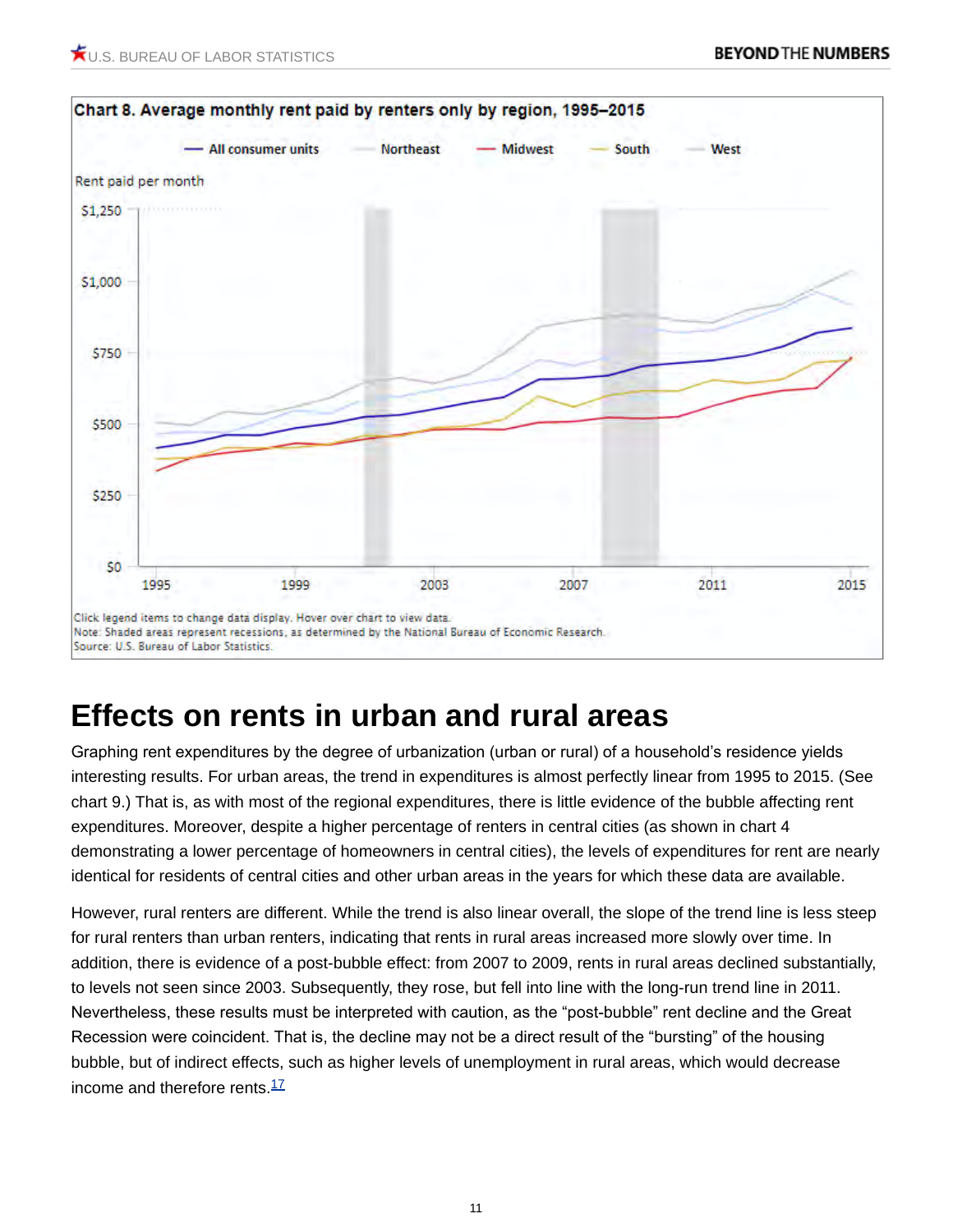**Chart 8. Average monthly rent paid by renters only by region, 1995–2015**

Click legend items to change data display. Hover over chart to view data.
Note: Shaded areas represent recessions, as determined by the National Bureau of Economic Research.
Source: U.S. Bureau of Labor Statistics.

# Effects on rents in urban and rural areas

Graphing rent expenditures by the degree of urbanization (urban or rural) of a household's residence yields interesting results. For urban areas, the trend in expenditures is almost perfectly linear from 1995 to 2015. (See chart 9.) That is, as with most of the regional expenditures, there is little evidence of the bubble affecting rent expenditures. Moreover, despite a higher percentage of renters in central cities (as shown in chart 4 demonstrating a lower percentage of homeowners in central cities), the levels of expenditures for rent are nearly identical for residents of central cities and other urban areas in the years for which these data are available.

However, rural renters are different. While the trend is also linear overall, the slope of the trend line is less steep for rural renters than urban renters, indicating that rents in rural areas increased more slowly over time. In addition, there is evidence of a post-bubble effect: from 2007 to 2009, rents in rural areas declined substantially, to levels not seen since 2003. Subsequently, they rose, but fell into line with the long-run trend line in 2011. Nevertheless, these results must be interpreted with caution, as the "post-bubble" rent decline and the Great Recession were coincident. That is, the decline may not be a direct result of the "bursting" of the housing bubble, but of indirect effects, such as higher levels of unemployment in rural areas, which would decrease income and therefore rents.[17]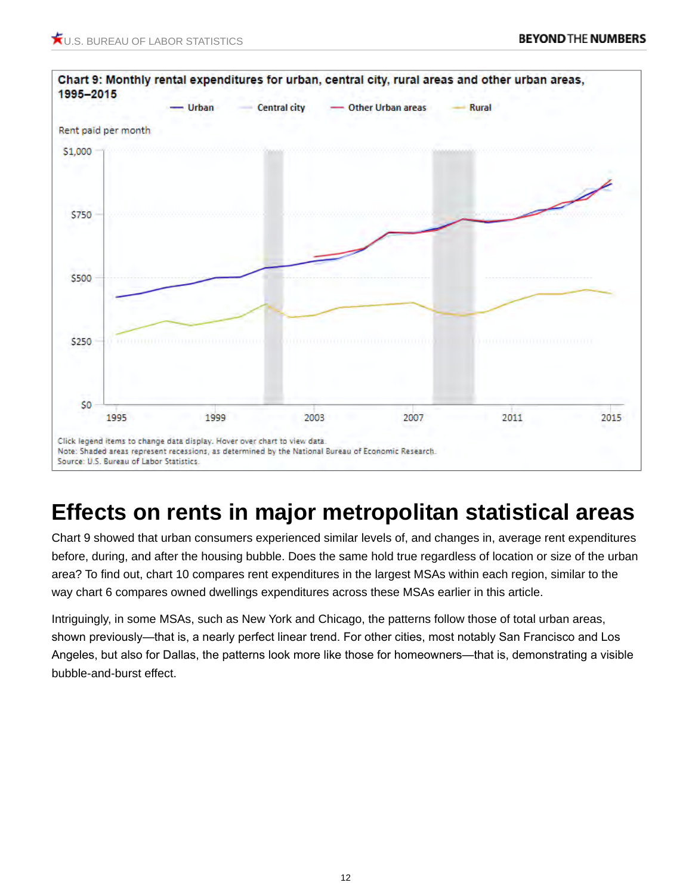**Chart 9: Monthly rental expenditures for urban, central city, rural areas and other urban areas, 1995–2015**

Click legend items to change data display. Hover over chart to view data.
Note: Shaded areas represent recessions, as determined by the National Bureau of Economic Research.
Source: U.S. Bureau of Labor Statistics.

# Effects on rents in major metropolitan statistical areas

Chart 9 showed that urban consumers experienced similar levels of, and changes in, average rent expenditures before, during, and after the housing bubble. Does the same hold true regardless of location or size of the urban area? To find out, chart 10 compares rent expenditures in the largest MSAs within each region, similar to the way chart 6 compares owned dwellings expenditures across these MSAs earlier in this article.

Intriguingly, in some MSAs, such as New York and Chicago, the patterns follow those of total urban areas, shown previously—that is, a nearly perfect linear trend. For other cities, most notably San Francisco and Los Angeles, but also for Dallas, the patterns look more like those for homeowners—that is, demonstrating a visible bubble-and-burst effect.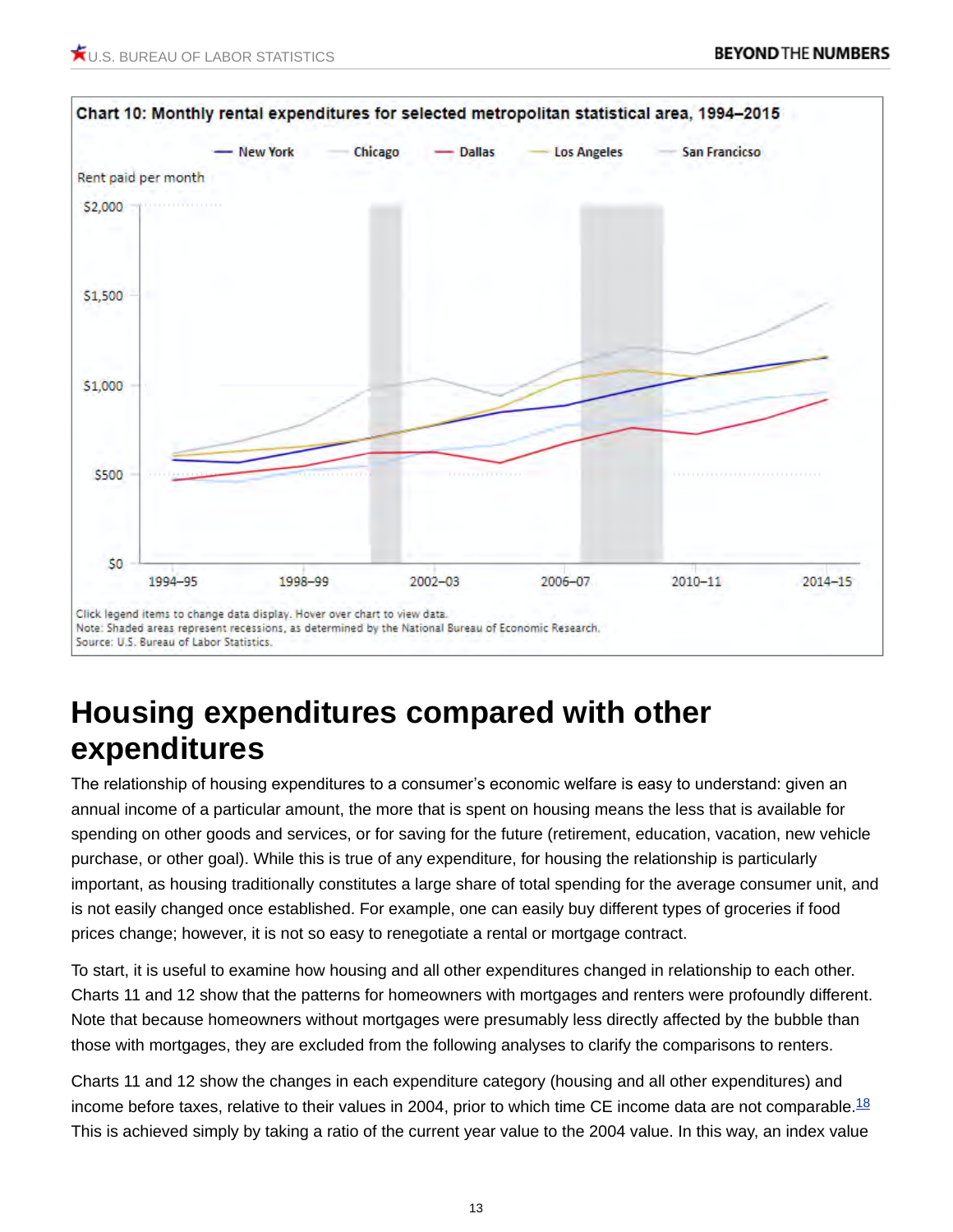**Chart 10: Monthly rental expenditures for selected metropolitan statistical area, 1994–2015**

Click legend items to change data display. Hover over chart to view data.
Note: Shaded areas represent recessions, as determined by the National Bureau of Economic Research.
Source: U.S. Bureau of Labor Statistics.

# Housing expenditures compared with other expenditures

The relationship of housing expenditures to a consumer's economic welfare is easy to understand: given an annual income of a particular amount, the more that is spent on housing means the less that is available for spending on other goods and services, or for saving for the future (retirement, education, vacation, new vehicle purchase, or other goal). While this is true of any expenditure, for housing the relationship is particularly important, as housing traditionally constitutes a large share of total spending for the average consumer unit, and is not easily changed once established. For example, one can easily buy different types of groceries if food prices change; however, it is not so easy to renegotiate a rental or mortgage contract.

To start, it is useful to examine how housing and all other expenditures changed in relationship to each other. Charts 11 and 12 show that the patterns for homeowners with mortgages and renters were profoundly different. Note that because homeowners without mortgages were presumably less directly affected by the bubble than those with mortgages, they are excluded from the following analyses to clarify the comparisons to renters.

Charts 11 and 12 show the changes in each expenditure category (housing and all other expenditures) and income before taxes, relative to their values in 2004, prior to which time CE income data are not comparable.[18] This is achieved simply by taking a ratio of the current year value to the 2004 value. In this way, an index value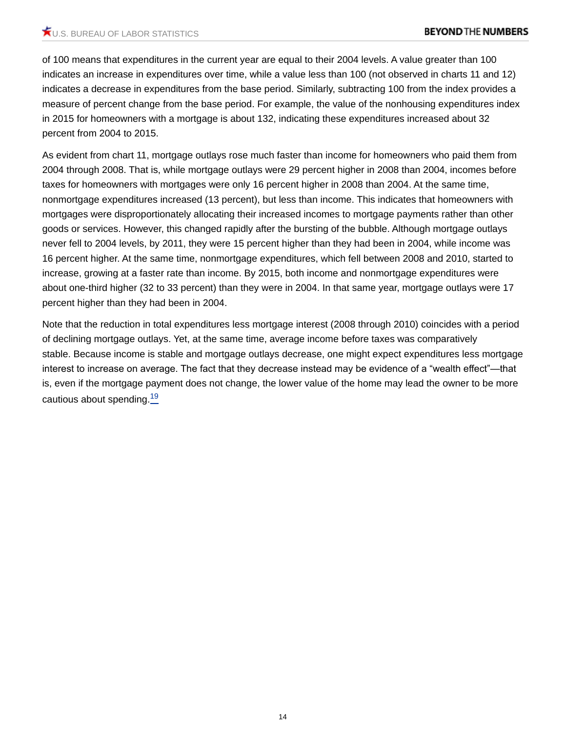of 100 means that expenditures in the current year are equal to their 2004 levels. A value greater than 100 indicates an increase in expenditures over time, while a value less than 100 (not observed in charts 11 and 12) indicates a decrease in expenditures from the base period. Similarly, subtracting 100 from the index provides a measure of percent change from the base period. For example, the value of the nonhousing expenditures index in 2015 for homeowners with a mortgage is about 132, indicating these expenditures increased about 32 percent from 2004 to 2015.

As evident from chart 11, mortgage outlays rose much faster than income for homeowners who paid them from 2004 through 2008. That is, while mortgage outlays were 29 percent higher in 2008 than 2004, incomes before taxes for homeowners with mortgages were only 16 percent higher in 2008 than 2004. At the same time, nonmortgage expenditures increased (13 percent), but less than income. This indicates that homeowners with mortgages were disproportionately allocating their increased incomes to mortgage payments rather than other goods or services. However, this changed rapidly after the bursting of the bubble. Although mortgage outlays never fell to 2004 levels, by 2011, they were 15 percent higher than they had been in 2004, while income was 16 percent higher. At the same time, nonmortgage expenditures, which fell between 2008 and 2010, started to increase, growing at a faster rate than income. By 2015, both income and nonmortgage expenditures were about one-third higher (32 to 33 percent) than they were in 2004. In that same year, mortgage outlays were 17 percent higher than they had been in 2004.

Note that the reduction in total expenditures less mortgage interest (2008 through 2010) coincides with a period of declining mortgage outlays. Yet, at the same time, average income before taxes was comparatively stable. Because income is stable and mortgage outlays decrease, one might expect expenditures less mortgage interest to increase on average. The fact that they decrease instead may be evidence of a "wealth effect"—that is, even if the mortgage payment does not change, the lower value of the home may lead the owner to be more cautious about spending.[19]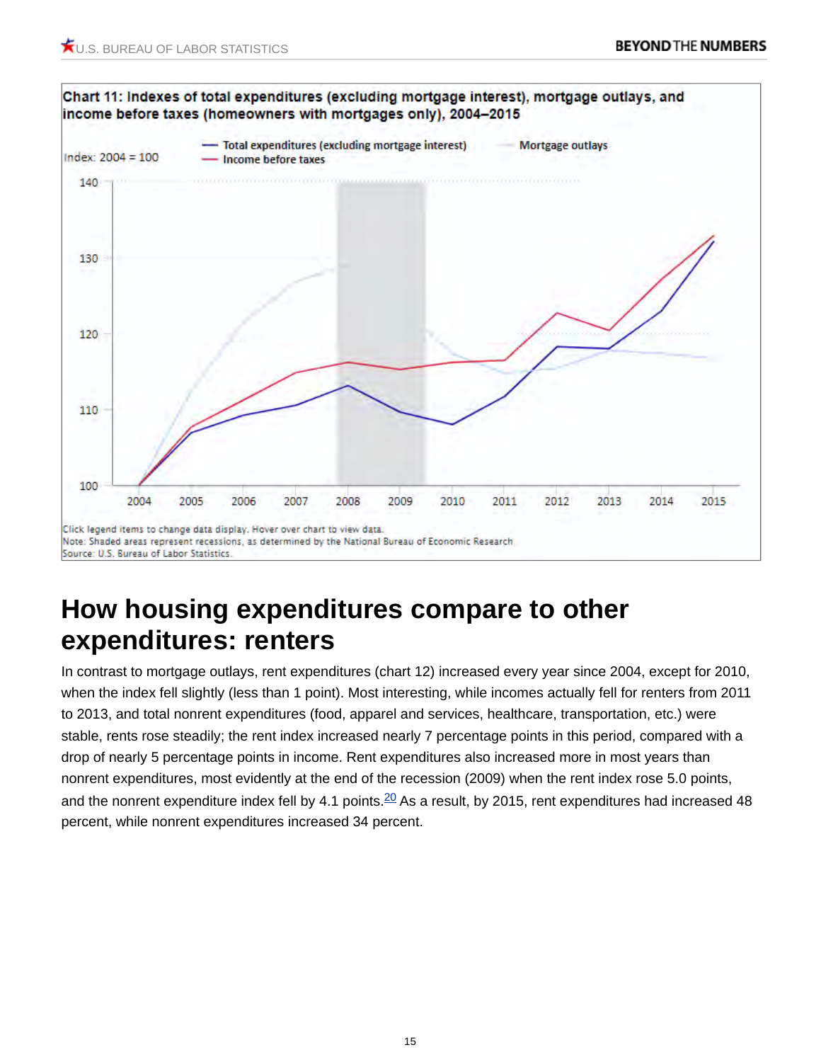**Chart 11: Indexes of total expenditures (excluding mortgage interest), mortgage outlays, and income before taxes (homeowners with mortgages only), 2004–2015**

Index: 2004 = 100

— Total expenditures (excluding mortgage interest) — Mortgage outlays — Income before taxes

Click legend items to change data display. Hover over chart to view data.
Note: Shaded areas represent recessions, as determined by the National Bureau of Economic Research.
Source: U.S. Bureau of Labor Statistics.

## How housing expenditures compare to other expenditures: renters

In contrast to mortgage outlays, rent expenditures (chart 12) increased every year since 2004, except for 2010, when the index fell slightly (less than 1 point). Most interesting, while incomes actually fell for renters from 2011 to 2013, and total nonrent expenditures (food, apparel and services, healthcare, transportation, etc.) were stable, rents rose steadily; the rent index increased nearly 7 percentage points in this period, compared with a drop of nearly 5 percentage points in income. Rent expenditures also increased more in most years than nonrent expenditures, most evidently at the end of the recession (2009) when the rent index rose 5.0 points, and the nonrent expenditure index fell by 4.1 points.[20] As a result, by 2015, rent expenditures had increased 48 percent, while nonrent expenditures increased 34 percent.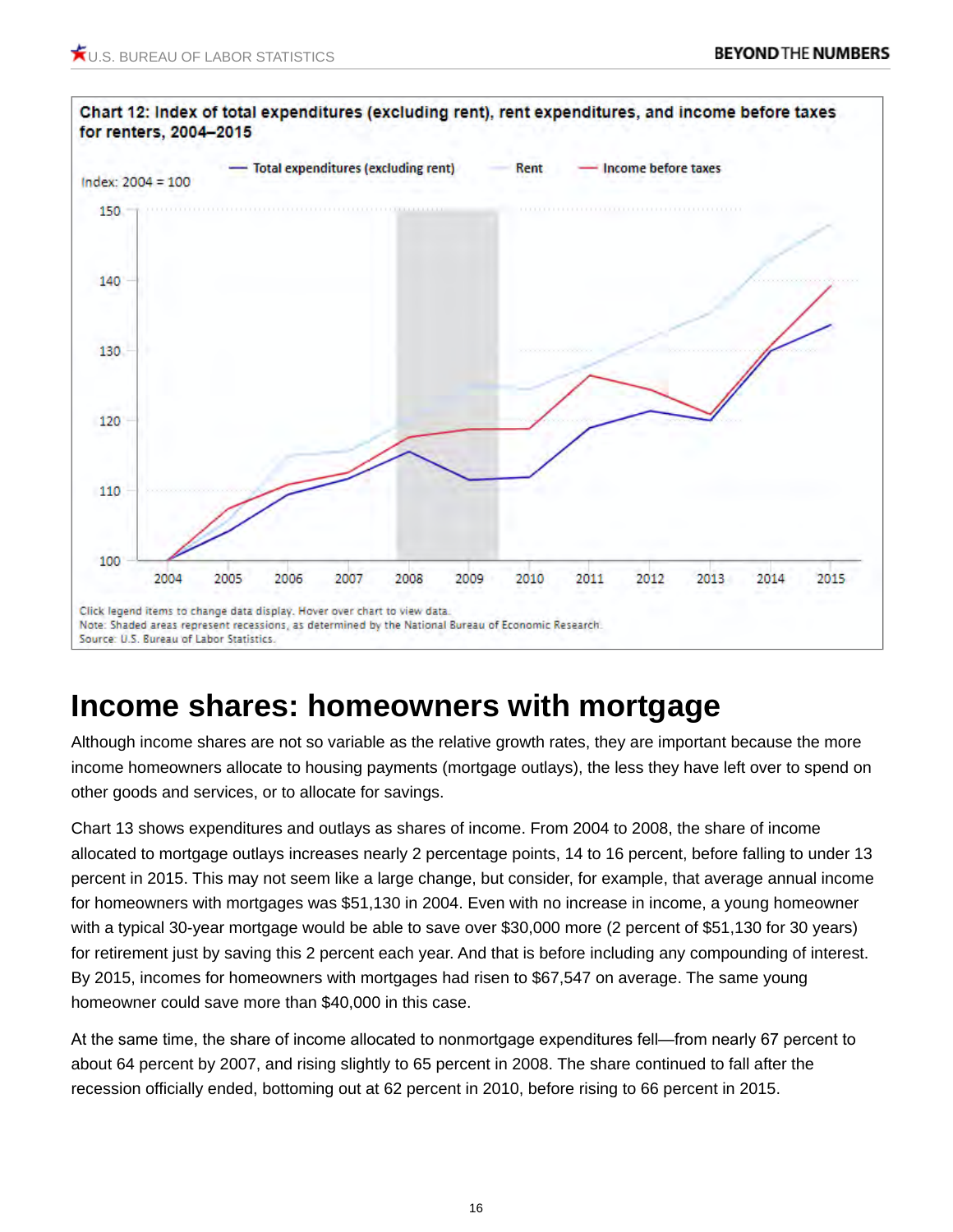**Chart 12: Index of total expenditures (excluding rent), rent expenditures, and income before taxes for renters, 2004–2015**

Click legend items to change data display. Hover over chart to view data.
Note: Shaded areas represent recessions, as determined by the National Bureau of Economic Research.
Source: U.S. Bureau of Labor Statistics.

## Income shares: homeowners with mortgage

Although income shares are not so variable as the relative growth rates, they are important because the more income homeowners allocate to housing payments (mortgage outlays), the less they have left over to spend on other goods and services, or to allocate for savings.

Chart 13 shows expenditures and outlays as shares of income. From 2004 to 2008, the share of income allocated to mortgage outlays increases nearly 2 percentage points, 14 to 16 percent, before falling to under 13 percent in 2015. This may not seem like a large change, but consider, for example, that average annual income for homeowners with mortgages was $51,130 in 2004. Even with no increase in income, a young homeowner with a typical 30-year mortgage would be able to save over $30,000 more (2 percent of $51,130 for 30 years) for retirement just by saving this 2 percent each year. And that is before including any compounding of interest. By 2015, incomes for homeowners with mortgages had risen to $67,547 on average. The same young homeowner could save more than $40,000 in this case.

At the same time, the share of income allocated to nonmortgage expenditures fell—from nearly 67 percent to about 64 percent by 2007, and rising slightly to 65 percent in 2008. The share continued to fall after the recession officially ended, bottoming out at 62 percent in 2010, before rising to 66 percent in 2015.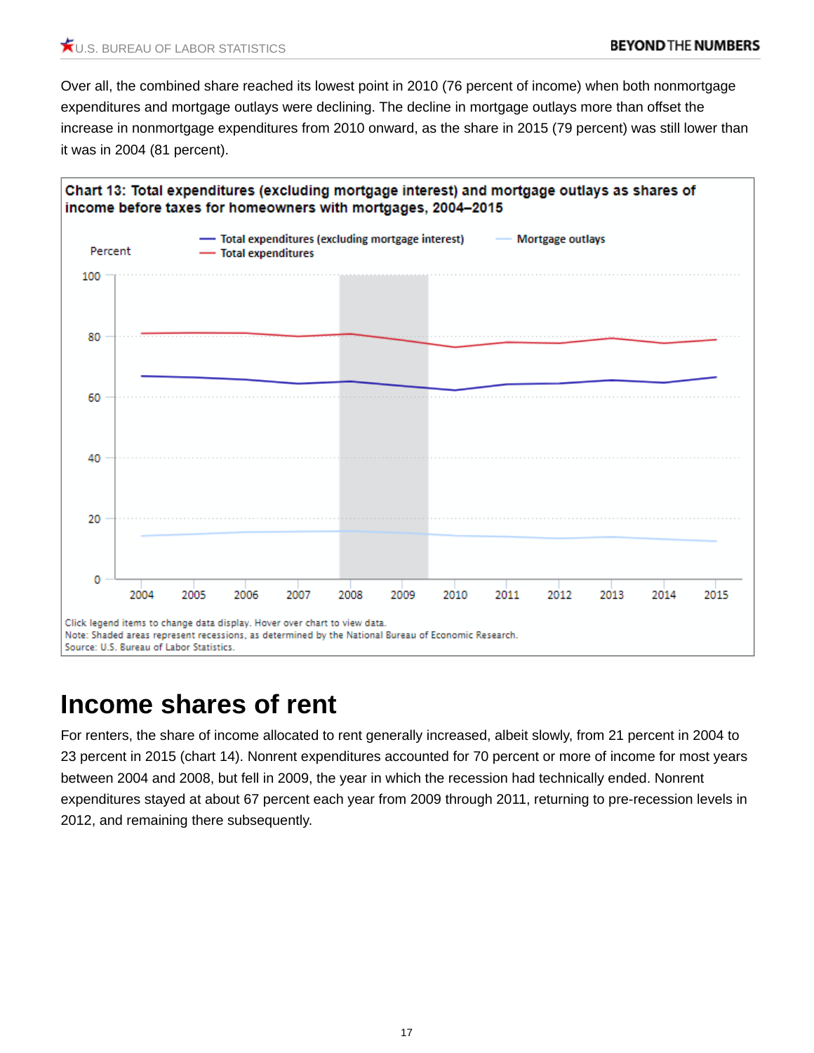Over all, the combined share reached its lowest point in 2010 (76 percent of income) when both nonmortgage expenditures and mortgage outlays were declining. The decline in mortgage outlays more than offset the increase in nonmortgage expenditures from 2010 onward, as the share in 2015 (79 percent) was still lower than it was in 2004 (81 percent).

**Chart 13: Total expenditures (excluding mortgage interest) and mortgage outlays as shares of income before taxes for homeowners with mortgages, 2004–2015**

Click legend items to change data display. Hover over chart to view data.
Note: Shaded areas represent recessions, as determined by the National Bureau of Economic Research.
Source: U.S. Bureau of Labor Statistics.

## Income shares of rent

For renters, the share of income allocated to rent generally increased, albeit slowly, from 21 percent in 2004 to 23 percent in 2015 (chart 14). Nonrent expenditures accounted for 70 percent or more of income for most years between 2004 and 2008, but fell in 2009, the year in which the recession had technically ended. Nonrent expenditures stayed at about 67 percent each year from 2009 through 2011, returning to pre-recession levels in 2012, and remaining there subsequently.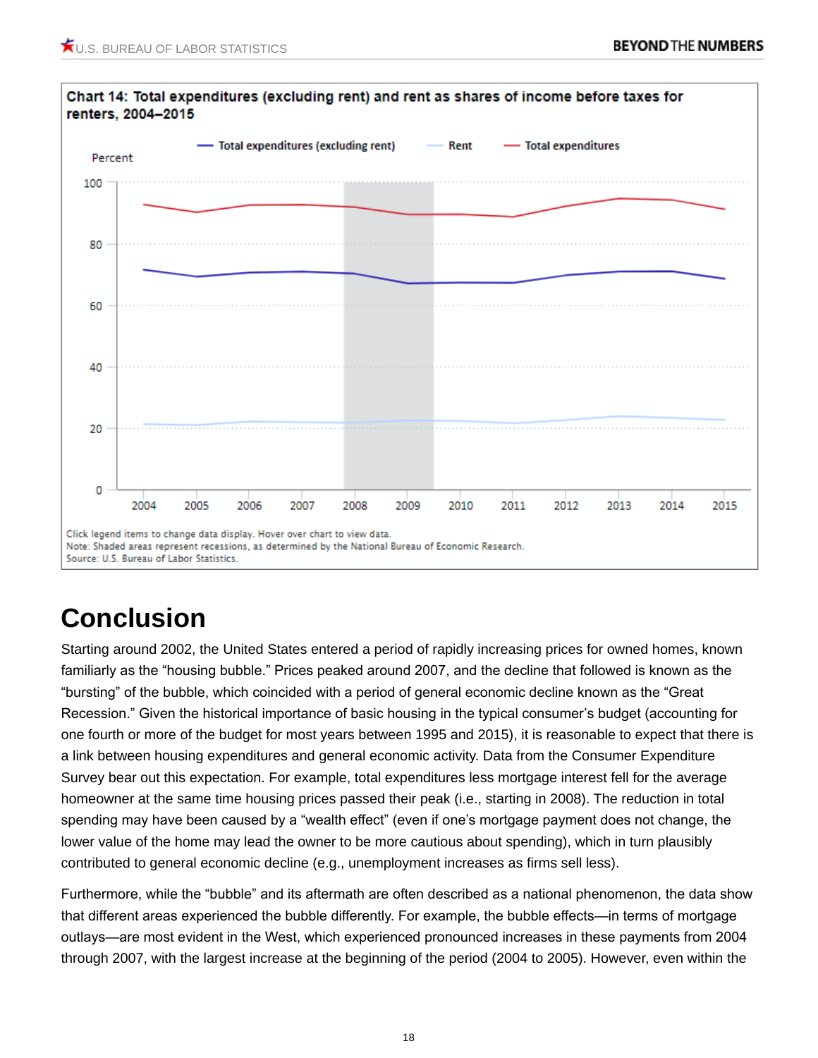**Chart 14: Total expenditures (excluding rent) and rent as shares of income before taxes for renters, 2004–2015**

Click legend items to change data display. Hover over chart to view data.
Note: Shaded areas represent recessions, as determined by the National Bureau of Economic Research.
Source: U.S. Bureau of Labor Statistics.

# Conclusion

Starting around 2002, the United States entered a period of rapidly increasing prices for owned homes, known familiarly as the "housing bubble." Prices peaked around 2007, and the decline that followed is known as the "bursting" of the bubble, which coincided with a period of general economic decline known as the "Great Recession." Given the historical importance of basic housing in the typical consumer's budget (accounting for one fourth or more of the budget for most years between 1995 and 2015), it is reasonable to expect that there is a link between housing expenditures and general economic activity. Data from the Consumer Expenditure Survey bear out this expectation. For example, total expenditures less mortgage interest fell for the average homeowner at the same time housing prices passed their peak (i.e., starting in 2008). The reduction in total spending may have been caused by a "wealth effect" (even if one's mortgage payment does not change, the lower value of the home may lead the owner to be more cautious about spending), which in turn plausibly contributed to general economic decline (e.g., unemployment increases as firms sell less).

Furthermore, while the "bubble" and its aftermath are often described as a national phenomenon, the data show that different areas experienced the bubble differently. For example, the bubble effects—in terms of mortgage outlays—are most evident in the West, which experienced pronounced increases in these payments from 2004 through 2007, with the largest increase at the beginning of the period (2004 to 2005). However, even within the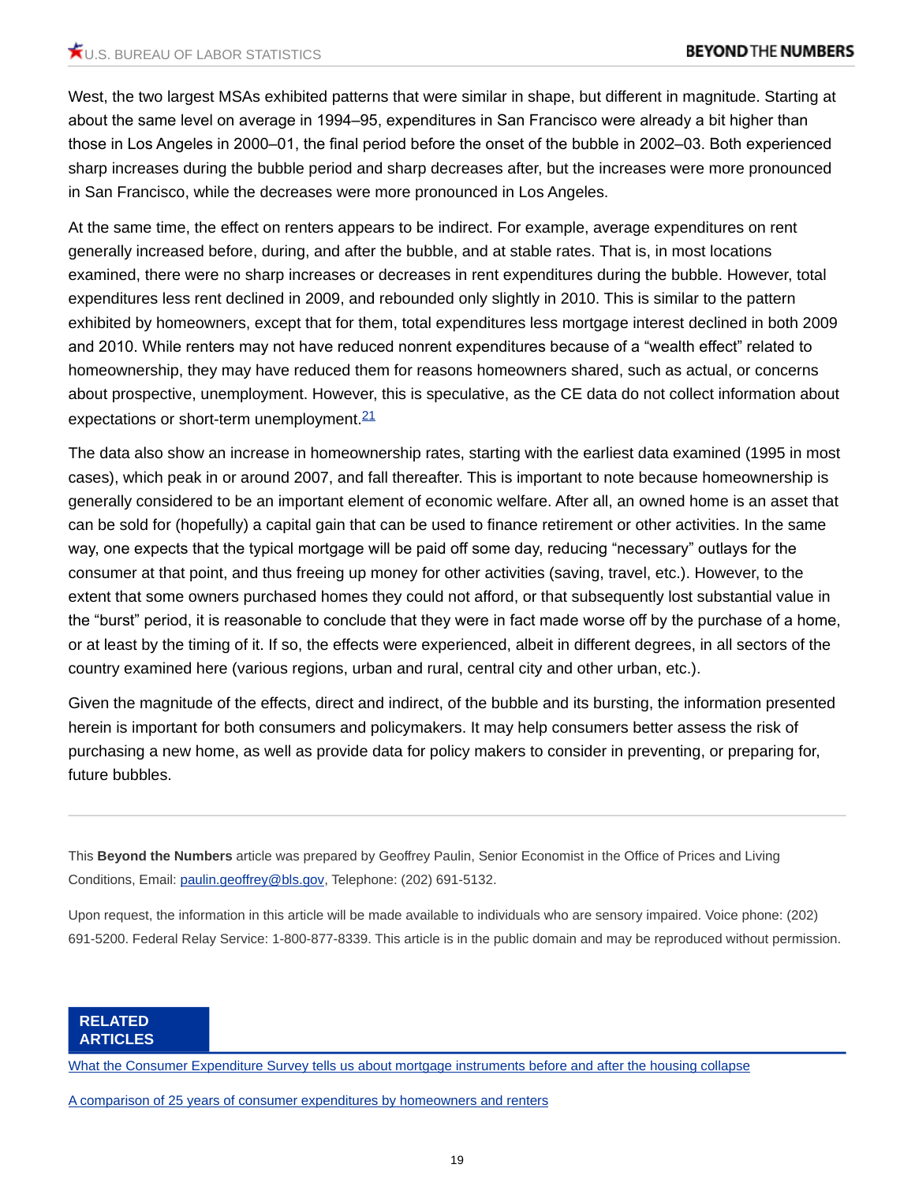West, the two largest MSAs exhibited patterns that were similar in shape, but different in magnitude. Starting at about the same level on average in 1994–95, expenditures in San Francisco were already a bit higher than those in Los Angeles in 2000–01, the final period before the onset of the bubble in 2002–03. Both experienced sharp increases during the bubble period and sharp decreases after, but the increases were more pronounced in San Francisco, while the decreases were more pronounced in Los Angeles.

At the same time, the effect on renters appears to be indirect. For example, average expenditures on rent generally increased before, during, and after the bubble, and at stable rates. That is, in most locations examined, there were no sharp increases or decreases in rent expenditures during the bubble. However, total expenditures less rent declined in 2009, and rebounded only slightly in 2010. This is similar to the pattern exhibited by homeowners, except that for them, total expenditures less mortgage interest declined in both 2009 and 2010. While renters may not have reduced nonrent expenditures because of a "wealth effect" related to homeownership, they may have reduced them for reasons homeowners shared, such as actual, or concerns about prospective, unemployment. However, this is speculative, as the CE data do not collect information about expectations or short-term unemployment.[21]

The data also show an increase in homeownership rates, starting with the earliest data examined (1995 in most cases), which peak in or around 2007, and fall thereafter. This is important to note because homeownership is generally considered to be an important element of economic welfare. After all, an owned home is an asset that can be sold for (hopefully) a capital gain that can be used to finance retirement or other activities. In the same way, one expects that the typical mortgage will be paid off some day, reducing "necessary" outlays for the consumer at that point, and thus freeing up money for other activities (saving, travel, etc.). However, to the extent that some owners purchased homes they could not afford, or that subsequently lost substantial value in the "burst" period, it is reasonable to conclude that they were in fact made worse off by the purchase of a home, or at least by the timing of it. If so, the effects were experienced, albeit in different degrees, in all sectors of the country examined here (various regions, urban and rural, central city and other urban, etc.).

Given the magnitude of the effects, direct and indirect, of the bubble and its bursting, the information presented herein is important for both consumers and policymakers. It may help consumers better assess the risk of purchasing a new home, as well as provide data for policy makers to consider in preventing, or preparing for, future bubbles.

---

This **Beyond the Numbers** article was prepared by Geoffrey Paulin, Senior Economist in the Office of Prices and Living Conditions, Email: paulin.geoffrey@bls.gov, Telephone: (202) 691-5132.

Upon request, the information in this article will be made available to individuals who are sensory impaired. Voice phone: (202) 691-5200. Federal Relay Service: 1-800-877-8339. This article is in the public domain and may be reproduced without permission.

**RELATED ARTICLES**

What the Consumer Expenditure Survey tells us about mortgage instruments before and after the housing collapse

A comparison of 25 years of consumer expenditures by homeowners and renters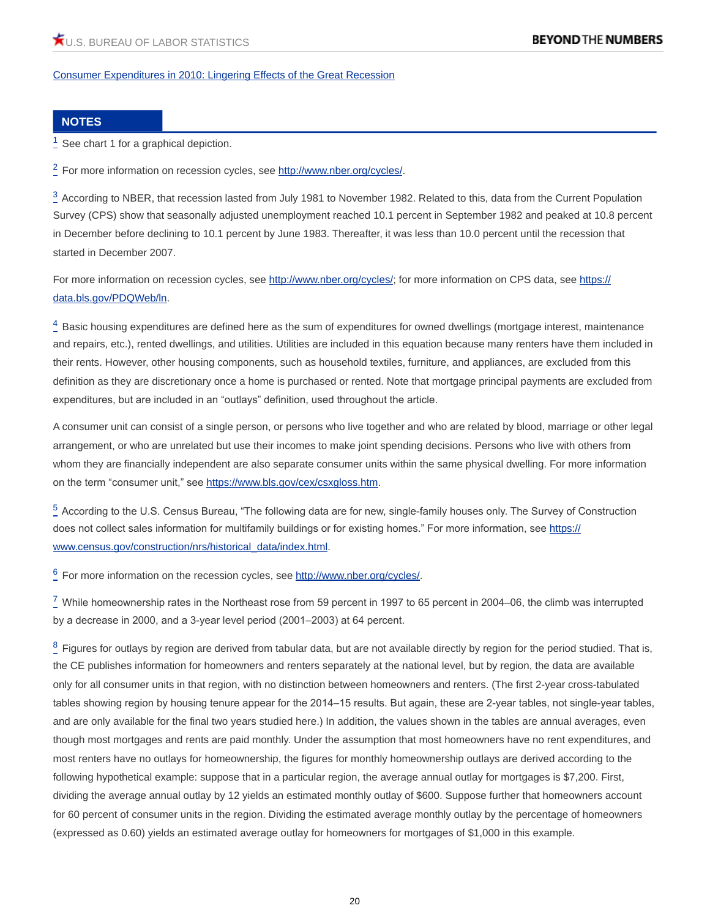[Consumer Expenditures in 2010: Lingering Effects of the Great Recession](#)

## NOTES

[1] See chart 1 for a graphical depiction.

[2] For more information on recession cycles, see http://www.nber.org/cycles/.

[3] According to NBER, that recession lasted from July 1981 to November 1982. Related to this, data from the Current Population Survey (CPS) show that seasonally adjusted unemployment reached 10.1 percent in September 1982 and peaked at 10.8 percent in December before declining to 10.1 percent by June 1983. Thereafter, it was less than 10.0 percent until the recession that started in December 2007.

For more information on recession cycles, see http://www.nber.org/cycles/; for more information on CPS data, see https://data.bls.gov/PDQWeb/ln.

[4] Basic housing expenditures are defined here as the sum of expenditures for owned dwellings (mortgage interest, maintenance and repairs, etc.), rented dwellings, and utilities. Utilities are included in this equation because many renters have them included in their rents. However, other housing components, such as household textiles, furniture, and appliances, are excluded from this definition as they are discretionary once a home is purchased or rented. Note that mortgage principal payments are excluded from expenditures, but are included in an "outlays" definition, used throughout the article.

A consumer unit can consist of a single person, or persons who live together and who are related by blood, marriage or other legal arrangement, or who are unrelated but use their incomes to make joint spending decisions. Persons who live with others from whom they are financially independent are also separate consumer units within the same physical dwelling. For more information on the term "consumer unit," see https://www.bls.gov/cex/csxgloss.htm.

[5] According to the U.S. Census Bureau, "The following data are for new, single-family houses only. The Survey of Construction does not collect sales information for multifamily buildings or for existing homes." For more information, see https://www.census.gov/construction/nrs/historical_data/index.html.

[6] For more information on the recession cycles, see http://www.nber.org/cycles/.

[7] While homeownership rates in the Northeast rose from 59 percent in 1997 to 65 percent in 2004–06, the climb was interrupted by a decrease in 2000, and a 3-year level period (2001–2003) at 64 percent.

[8] Figures for outlays by region are derived from tabular data, but are not available directly by region for the period studied. That is, the CE publishes information for homeowners and renters separately at the national level, but by region, the data are available only for all consumer units in that region, with no distinction between homeowners and renters. (The first 2-year cross-tabulated tables showing region by housing tenure appear for the 2014–15 results. But again, these are 2-year tables, not single-year tables, and are only available for the final two years studied here.) In addition, the values shown in the tables are annual averages, even though most mortgages and rents are paid monthly. Under the assumption that most homeowners have no rent expenditures, and most renters have no outlays for homeownership, the figures for monthly homeownership outlays are derived according to the following hypothetical example: suppose that in a particular region, the average annual outlay for mortgages is $7,200. First, dividing the average annual outlay by 12 yields an estimated monthly outlay of $600. Suppose further that homeowners account for 60 percent of consumer units in the region. Dividing the estimated average monthly outlay by the percentage of homeowners (expressed as 0.60) yields an estimated average outlay for homeowners for mortgages of $1,000 in this example.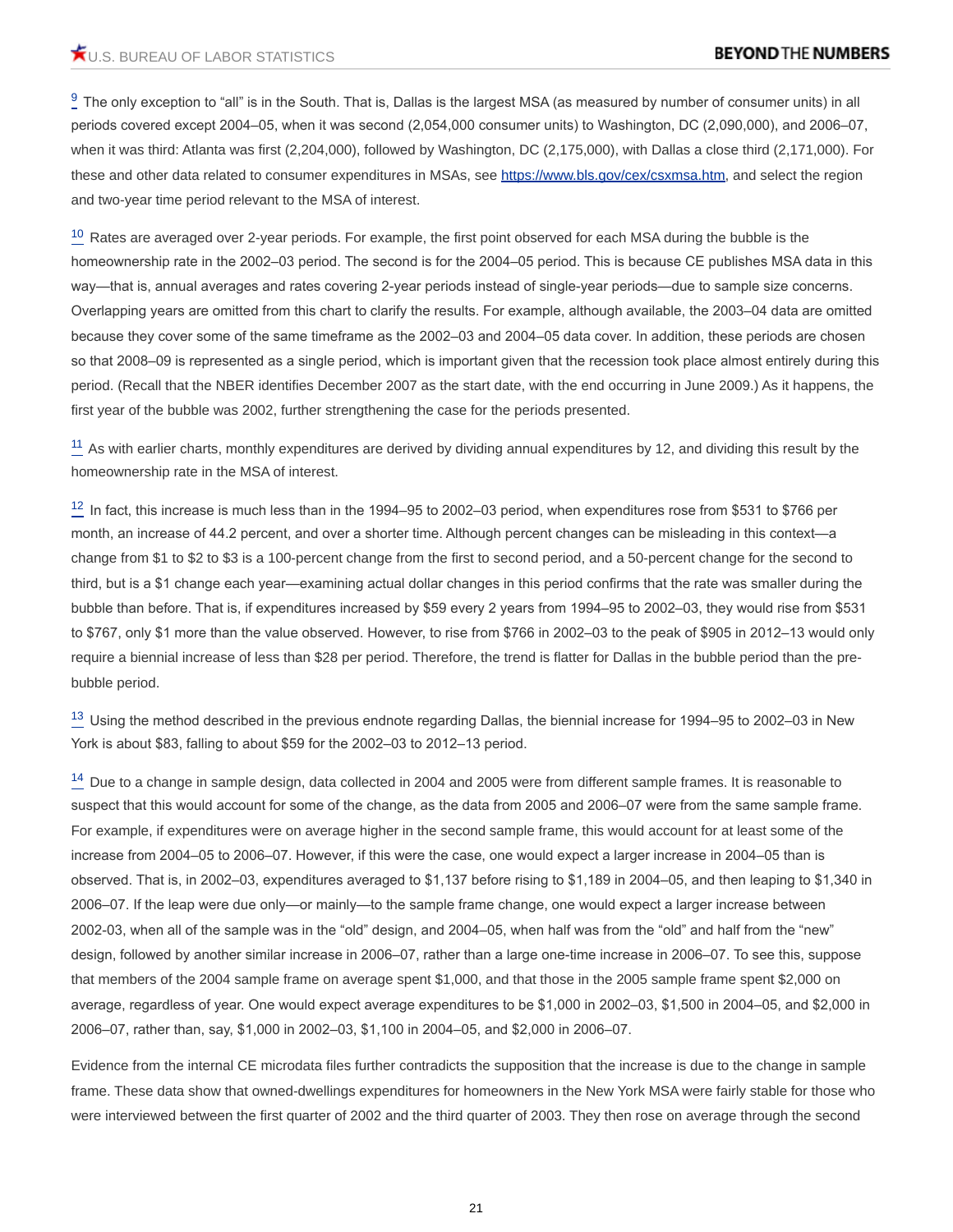[9] The only exception to "all" is in the South. That is, Dallas is the largest MSA (as measured by number of consumer units) in all periods covered except 2004–05, when it was second (2,054,000 consumer units) to Washington, DC (2,090,000), and 2006–07, when it was third: Atlanta was first (2,204,000), followed by Washington, DC (2,175,000), with Dallas a close third (2,171,000). For these and other data related to consumer expenditures in MSAs, see https://www.bls.gov/cex/csxmsa.htm, and select the region and two-year time period relevant to the MSA of interest.

[10] Rates are averaged over 2-year periods. For example, the first point observed for each MSA during the bubble is the homeownership rate in the 2002–03 period. The second is for the 2004–05 period. This is because CE publishes MSA data in this way—that is, annual averages and rates covering 2-year periods instead of single-year periods—due to sample size concerns. Overlapping years are omitted from this chart to clarify the results. For example, although available, the 2003–04 data are omitted because they cover some of the same timeframe as the 2002–03 and 2004–05 data cover. In addition, these periods are chosen so that 2008–09 is represented as a single period, which is important given that the recession took place almost entirely during this period. (Recall that the NBER identifies December 2007 as the start date, with the end occurring in June 2009.) As it happens, the first year of the bubble was 2002, further strengthening the case for the periods presented.

[11] As with earlier charts, monthly expenditures are derived by dividing annual expenditures by 12, and dividing this result by the homeownership rate in the MSA of interest.

[12] In fact, this increase is much less than in the 1994–95 to 2002–03 period, when expenditures rose from $531 to $766 per month, an increase of 44.2 percent, and over a shorter time. Although percent changes can be misleading in this context—a change from $1 to $2 to $3 is a 100-percent change from the first to second period, and a 50-percent change for the second to third, but is a $1 change each year—examining actual dollar changes in this period confirms that the rate was smaller during the bubble than before. That is, if expenditures increased by $59 every 2 years from 1994–95 to 2002–03, they would rise from $531 to $767, only $1 more than the value observed. However, to rise from $766 in 2002–03 to the peak of $905 in 2012–13 would only require a biennial increase of less than $28 per period. Therefore, the trend is flatter for Dallas in the bubble period than the pre-bubble period.

[13] Using the method described in the previous endnote regarding Dallas, the biennial increase for 1994–95 to 2002–03 in New York is about $83, falling to about $59 for the 2002–03 to 2012–13 period.

[14] Due to a change in sample design, data collected in 2004 and 2005 were from different sample frames. It is reasonable to suspect that this would account for some of the change, as the data from 2005 and 2006–07 were from the same sample frame. For example, if expenditures were on average higher in the second sample frame, this would account for at least some of the increase from 2004–05 to 2006–07. However, if this were the case, one would expect a larger increase in 2004–05 than is observed. That is, in 2002–03, expenditures averaged to $1,137 before rising to $1,189 in 2004–05, and then leaping to $1,340 in 2006–07. If the leap were due only—or mainly—to the sample frame change, one would expect a larger increase between 2002-03, when all of the sample was in the "old" design, and 2004–05, when half was from the "old" and half from the "new" design, followed by another similar increase in 2006–07, rather than a large one-time increase in 2006–07. To see this, suppose that members of the 2004 sample frame on average spent $1,000, and that those in the 2005 sample frame spent $2,000 on average, regardless of year. One would expect average expenditures to be $1,000 in 2002–03, $1,500 in 2004–05, and $2,000 in 2006–07, rather than, say, $1,000 in 2002–03, $1,100 in 2004–05, and $2,000 in 2006–07.

Evidence from the internal CE microdata files further contradicts the supposition that the increase is due to the change in sample frame. These data show that owned-dwellings expenditures for homeowners in the New York MSA were fairly stable for those who were interviewed between the first quarter of 2002 and the third quarter of 2003. They then rose on average through the second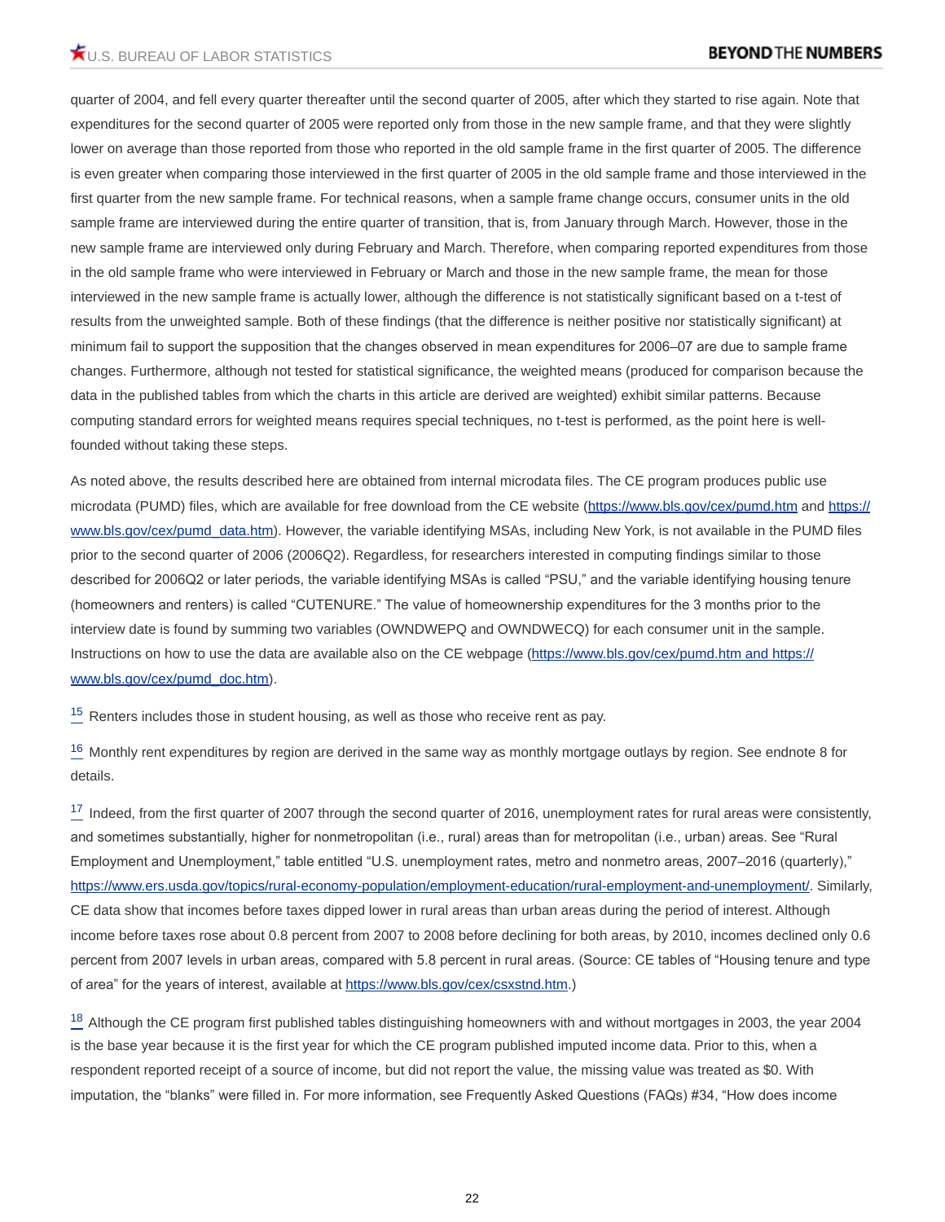quarter of 2004, and fell every quarter thereafter until the second quarter of 2005, after which they started to rise again. Note that expenditures for the second quarter of 2005 were reported only from those in the new sample frame, and that they were slightly lower on average than those reported from those who reported in the old sample frame in the first quarter of 2005. The difference is even greater when comparing those interviewed in the first quarter of 2005 in the old sample frame and those interviewed in the first quarter from the new sample frame. For technical reasons, when a sample frame change occurs, consumer units in the old sample frame are interviewed during the entire quarter of transition, that is, from January through March. However, those in the new sample frame are interviewed only during February and March. Therefore, when comparing reported expenditures from those in the old sample frame who were interviewed in February or March and those in the new sample frame, the mean for those interviewed in the new sample frame is actually lower, although the difference is not statistically significant based on a t-test of results from the unweighted sample. Both of these findings (that the difference is neither positive nor statistically significant) at minimum fail to support the supposition that the changes observed in mean expenditures for 2006–07 are due to sample frame changes. Furthermore, although not tested for statistical significance, the weighted means (produced for comparison because the data in the published tables from which the charts in this article are derived are weighted) exhibit similar patterns. Because computing standard errors for weighted means requires special techniques, no t-test is performed, as the point here is well-founded without taking these steps.

As noted above, the results described here are obtained from internal microdata files. The CE program produces public use microdata (PUMD) files, which are available for free download from the CE website (https://www.bls.gov/cex/pumd.htm and https://www.bls.gov/cex/pumd_data.htm). However, the variable identifying MSAs, including New York, is not available in the PUMD files prior to the second quarter of 2006 (2006Q2). Regardless, for researchers interested in computing findings similar to those described for 2006Q2 or later periods, the variable identifying MSAs is called "PSU," and the variable identifying housing tenure (homeowners and renters) is called "CUTENURE." The value of homeownership expenditures for the 3 months prior to the interview date is found by summing two variables (OWNDWEPQ and OWNDWECQ) for each consumer unit in the sample. Instructions on how to use the data are available also on the CE webpage (https://www.bls.gov/cex/pumd.htm and https://www.bls.gov/cex/pumd_doc.htm).

[15] Renters includes those in student housing, as well as those who receive rent as pay.

[16] Monthly rent expenditures by region are derived in the same way as monthly mortgage outlays by region. See endnote 8 for details.

[17] Indeed, from the first quarter of 2007 through the second quarter of 2016, unemployment rates for rural areas were consistently, and sometimes substantially, higher for nonmetropolitan (i.e., rural) areas than for metropolitan (i.e., urban) areas. See "Rural Employment and Unemployment," table entitled "U.S. unemployment rates, metro and nonmetro areas, 2007–2016 (quarterly)," https://www.ers.usda.gov/topics/rural-economy-population/employment-education/rural-employment-and-unemployment/. Similarly, CE data show that incomes before taxes dipped lower in rural areas than urban areas during the period of interest. Although income before taxes rose about 0.8 percent from 2007 to 2008 before declining for both areas, by 2010, incomes declined only 0.6 percent from 2007 levels in urban areas, compared with 5.8 percent in rural areas. (Source: CE tables of "Housing tenure and type of area" for the years of interest, available at https://www.bls.gov/cex/csxstnd.htm.)

[18] Although the CE program first published tables distinguishing homeowners with and without mortgages in 2003, the year 2004 is the base year because it is the first year for which the CE program published imputed income data. Prior to this, when a respondent reported receipt of a source of income, but did not report the value, the missing value was treated as $0. With imputation, the "blanks" were filled in. For more information, see Frequently Asked Questions (FAQs) #34, "How does income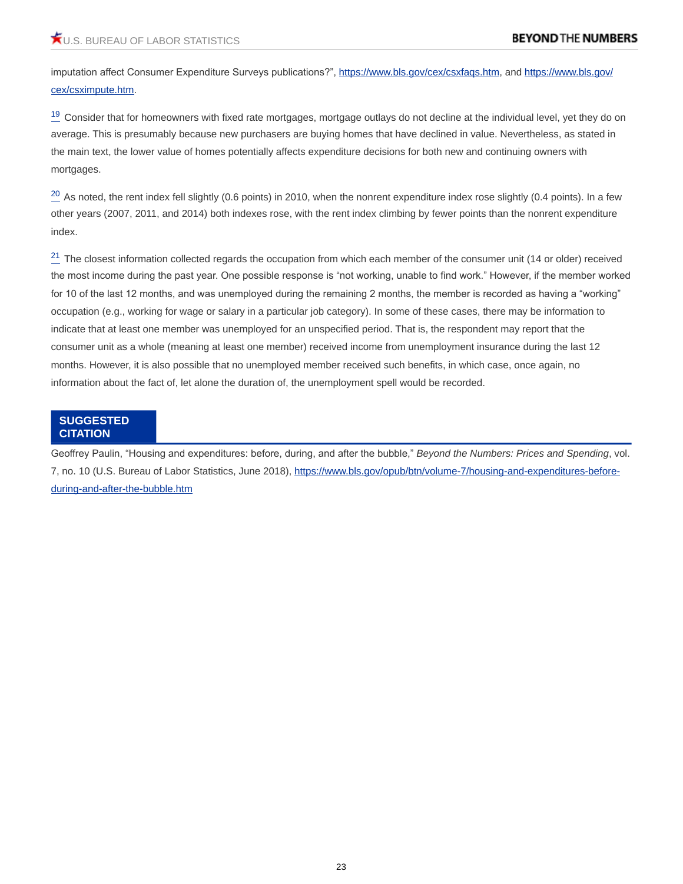imputation affect Consumer Expenditure Surveys publications?", https://www.bls.gov/cex/csxfaqs.htm, and https://www.bls.gov/cex/csximpute.htm.

[19] Consider that for homeowners with fixed rate mortgages, mortgage outlays do not decline at the individual level, yet they do on average. This is presumably because new purchasers are buying homes that have declined in value. Nevertheless, as stated in the main text, the lower value of homes potentially affects expenditure decisions for both new and continuing owners with mortgages.

[20] As noted, the rent index fell slightly (0.6 points) in 2010, when the nonrent expenditure index rose slightly (0.4 points). In a few other years (2007, 2011, and 2014) both indexes rose, with the rent index climbing by fewer points than the nonrent expenditure index.

[21] The closest information collected regards the occupation from which each member of the consumer unit (14 or older) received the most income during the past year. One possible response is "not working, unable to find work." However, if the member worked for 10 of the last 12 months, and was unemployed during the remaining 2 months, the member is recorded as having a "working" occupation (e.g., working for wage or salary in a particular job category). In some of these cases, there may be information to indicate that at least one member was unemployed for an unspecified period. That is, the respondent may report that the consumer unit as a whole (meaning at least one member) received income from unemployment insurance during the last 12 months. However, it is also possible that no unemployed member received such benefits, in which case, once again, no information about the fact of, let alone the duration of, the unemployment spell would be recorded.

## SUGGESTED CITATION

Geoffrey Paulin, "Housing and expenditures: before, during, and after the bubble," *Beyond the Numbers: Prices and Spending*, vol. 7, no. 10 (U.S. Bureau of Labor Statistics, June 2018), https://www.bls.gov/opub/btn/volume-7/housing-and-expenditures-before-during-and-after-the-bubble.htm